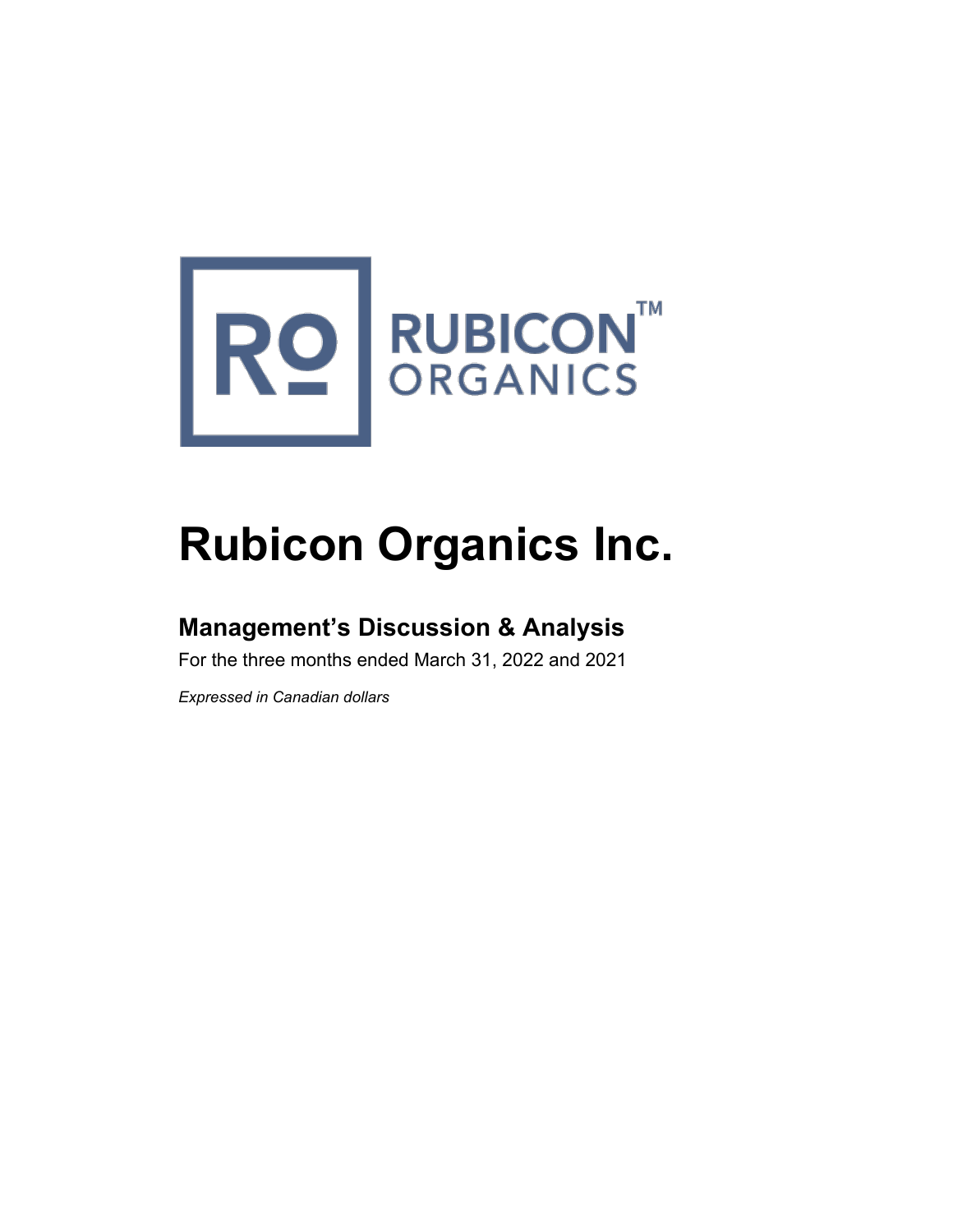# Rubicon Organics Inc.

## Management's Discussion & Analysis

For the three months ended March 31, 2022 and 2021

*Expressed in Canadian dollars*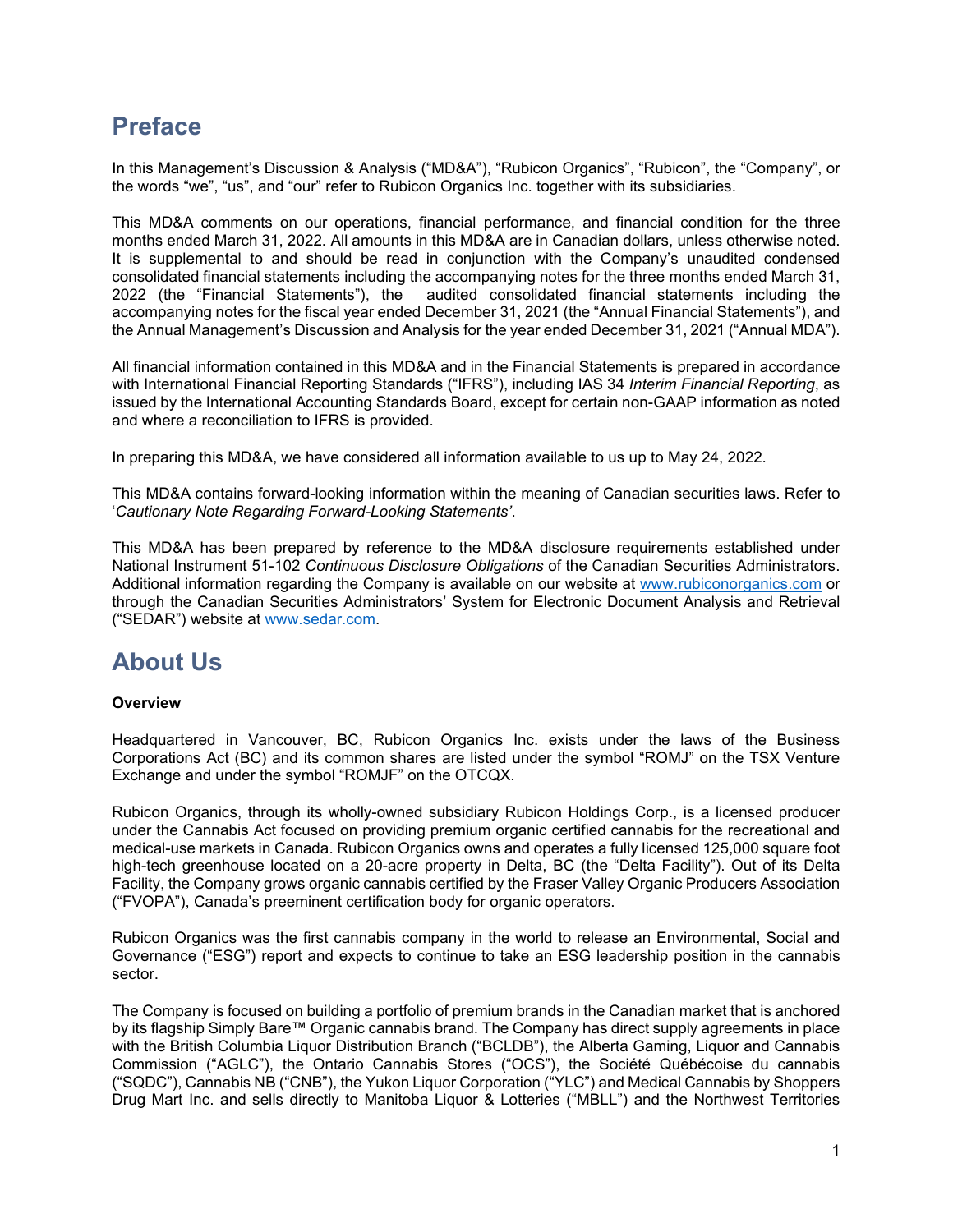# Preface

In this Management's Discussion & Analysis ("MD&A"), "Rubicon Organics", "Rubicon", the "Company", or the words "we", "us", and "our" refer to Rubicon Organics Inc. together with its subsidiaries.

This MD&A comments on our operations, financial performance, and financial condition for the three months ended March 31, 2022. All amounts in this MD&A are in Canadian dollars, unless otherwise noted. It is supplemental to and should be read in conjunction with the Company's unaudited condensed consolidated financial statements including the accompanying notes for the three months ended March 31, 2022 (the "Financial Statements"), the audited consolidated financial statements including the accompanying notes for the fiscal year ended December 31, 2021 (the "Annual Financial Statements"), and the Annual Management's Discussion and Analysis for the year ended December 31, 2021 ("Annual MDA").

All financial information contained in this MD&A and in the Financial Statements is prepared in accordance with International Financial Reporting Standards ("IFRS"), including IAS 34 *Interim Financial Reporting*, as issued by the International Accounting Standards Board, except for certain non-GAAP information as noted and where a reconciliation to IFRS is provided.

In preparing this MD&A, we have considered all information available to us up to May 24, 2022.

This MD&A contains forward-looking information within the meaning of Canadian securities laws. Refer to '*Cautionary Note Regarding Forward-Looking Statements'*.

This MD&A has been prepared by reference to the MD&A disclosure requirements established under National Instrument 51-102 *Continuous Disclosure Obligations* of the Canadian Securities Administrators. Additional information regarding the Company is available on our website at www.rubiconorganics.com or through the Canadian Securities Administrators' System for Electronic Document Analysis and Retrieval ("SEDAR") website at www.sedar.com.

# About Us

**Overview**

Headquartered in Vancouver, BC, Rubicon Organics Inc. exists under the laws of the Business Corporations Act (BC) and its common shares are listed under the symbol "ROMJ" on the TSX Venture Exchange and under the symbol "ROMJF" on the OTCQX.

Rubicon Organics, through its wholly-owned subsidiary Rubicon Holdings Corp., is a licensed producer under the Cannabis Act focused on providing premium organic certified cannabis for the recreational and medical-use markets in Canada. Rubicon Organics owns and operates a fully licensed 125,000 square foot high-tech greenhouse located on a 20-acre property in Delta, BC (the "Delta Facility"). Out of its Delta Facility, the Company grows organic cannabis certified by the Fraser Valley Organic Producers Association ("FVOPA"), Canada's preeminent certification body for organic operators.

Rubicon Organics was the first cannabis company in the world to release an Environmental, Social and Governance ("ESG") report and expects to continue to take an ESG leadership position in the cannabis sector.

The Company is focused on building a portfolio of premium brands in the Canadian market that is anchored by its flagship Simply Bare™ Organic cannabis brand. The Company has direct supply agreements in place with the British Columbia Liquor Distribution Branch ("BCLDB"), the Alberta Gaming, Liquor and Cannabis Commission ("AGLC"), the Ontario Cannabis Stores ("OCS"), the Société Québécoise du cannabis ("SQDC"), Cannabis NB ("CNB"), the Yukon Liquor Corporation ("YLC") and Medical Cannabis by Shoppers Drug Mart Inc. and sells directly to Manitoba Liquor & Lotteries ("MBLL") and the Northwest Territories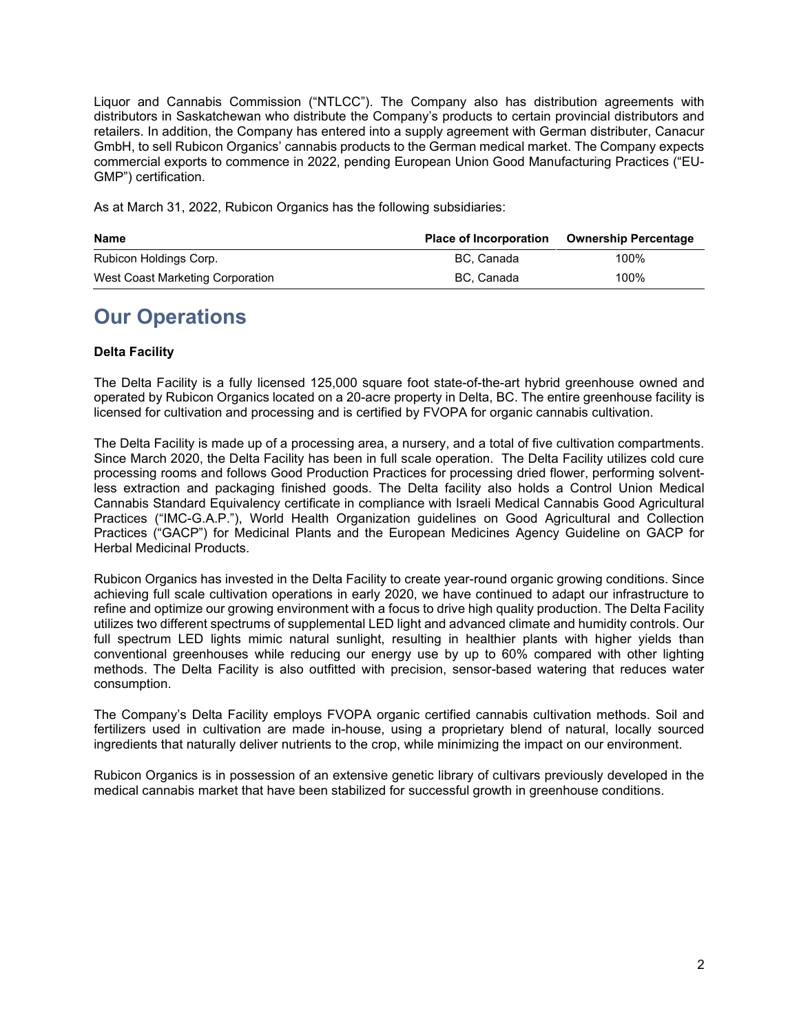Liquor and Cannabis Commission ("NTLCC"). The Company also has distribution agreements with distributors in Saskatchewan who distribute the Company's products to certain provincial distributors and retailers. In addition, the Company has entered into a supply agreement with German distributer, Canacur GmbH, to sell Rubicon Organics' cannabis products to the German medical market. The Company expects commercial exports to commence in 2022, pending European Union Good Manufacturing Practices ("EU-GMP") certification.

As at March 31, 2022, Rubicon Organics has the following subsidiaries:

| Name | Place of Incorporation | Ownership Percentage |
|---|---|---|
| Rubicon Holdings Corp. | BC, Canada | 100% |
| West Coast Marketing Corporation | BC, Canada | 100% |

# Our Operations

**Delta Facility**

The Delta Facility is a fully licensed 125,000 square foot state-of-the-art hybrid greenhouse owned and operated by Rubicon Organics located on a 20-acre property in Delta, BC. The entire greenhouse facility is licensed for cultivation and processing and is certified by FVOPA for organic cannabis cultivation.

The Delta Facility is made up of a processing area, a nursery, and a total of five cultivation compartments. Since March 2020, the Delta Facility has been in full scale operation. The Delta Facility utilizes cold cure processing rooms and follows Good Production Practices for processing dried flower, performing solvent-less extraction and packaging finished goods. The Delta facility also holds a Control Union Medical Cannabis Standard Equivalency certificate in compliance with Israeli Medical Cannabis Good Agricultural Practices ("IMC-G.A.P."), World Health Organization guidelines on Good Agricultural and Collection Practices ("GACP") for Medicinal Plants and the European Medicines Agency Guideline on GACP for Herbal Medicinal Products.

Rubicon Organics has invested in the Delta Facility to create year-round organic growing conditions. Since achieving full scale cultivation operations in early 2020, we have continued to adapt our infrastructure to refine and optimize our growing environment with a focus to drive high quality production. The Delta Facility utilizes two different spectrums of supplemental LED light and advanced climate and humidity controls. Our full spectrum LED lights mimic natural sunlight, resulting in healthier plants with higher yields than conventional greenhouses while reducing our energy use by up to 60% compared with other lighting methods. The Delta Facility is also outfitted with precision, sensor-based watering that reduces water consumption.

The Company's Delta Facility employs FVOPA organic certified cannabis cultivation methods. Soil and fertilizers used in cultivation are made in-house, using a proprietary blend of natural, locally sourced ingredients that naturally deliver nutrients to the crop, while minimizing the impact on our environment.

Rubicon Organics is in possession of an extensive genetic library of cultivars previously developed in the medical cannabis market that have been stabilized for successful growth in greenhouse conditions.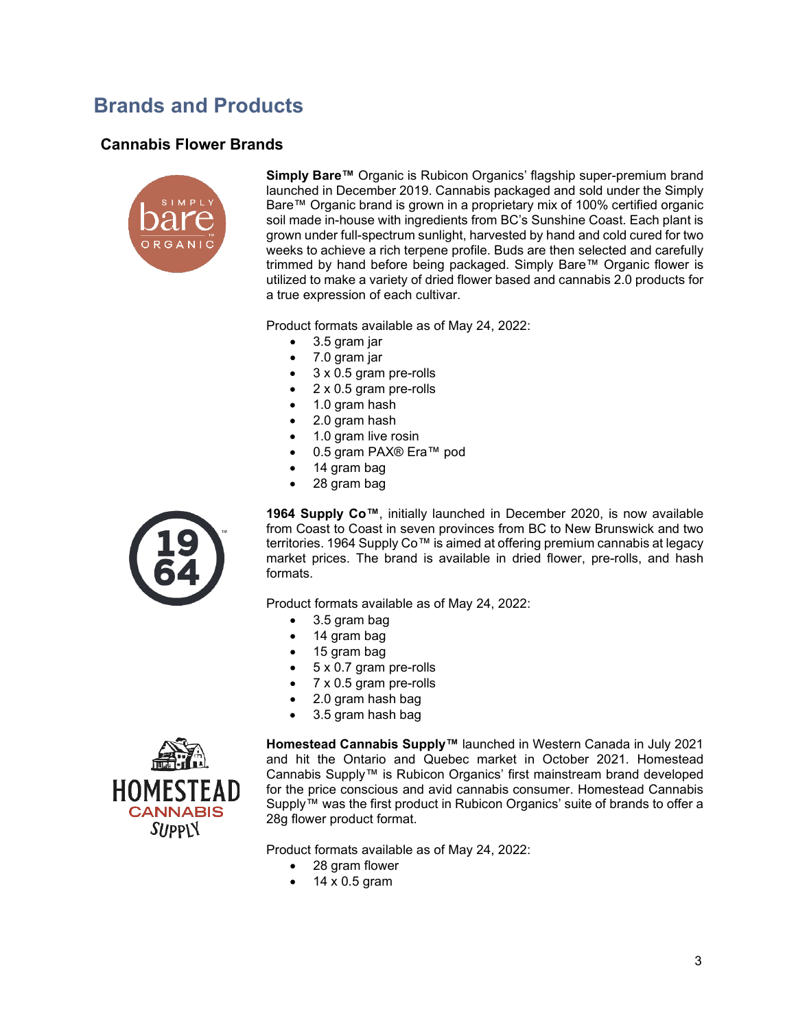# Brands and Products

## Cannabis Flower Brands

**Simply Bare™** Organic is Rubicon Organics' flagship super-premium brand launched in December 2019. Cannabis packaged and sold under the Simply Bare™ Organic brand is grown in a proprietary mix of 100% certified organic soil made in-house with ingredients from BC's Sunshine Coast. Each plant is grown under full-spectrum sunlight, harvested by hand and cold cured for two weeks to achieve a rich terpene profile. Buds are then selected and carefully trimmed by hand before being packaged. Simply Bare™ Organic flower is utilized to make a variety of dried flower based and cannabis 2.0 products for a true expression of each cultivar.

Product formats available as of May 24, 2022:

- 3.5 gram jar
- 7.0 gram jar
- 3 x 0.5 gram pre-rolls
- 2 x 0.5 gram pre-rolls
- 1.0 gram hash
- 2.0 gram hash
- 1.0 gram live rosin
- 0.5 gram PAX® Era™ pod
- 14 gram bag
- 28 gram bag

**1964 Supply Co™**, initially launched in December 2020, is now available from Coast to Coast in seven provinces from BC to New Brunswick and two territories. 1964 Supply Co™ is aimed at offering premium cannabis at legacy market prices. The brand is available in dried flower, pre-rolls, and hash formats.

Product formats available as of May 24, 2022:

- 3.5 gram bag
- 14 gram bag
- 15 gram bag
- 5 x 0.7 gram pre-rolls
- 7 x 0.5 gram pre-rolls
- 2.0 gram hash bag
- 3.5 gram hash bag

**Homestead Cannabis Supply™** launched in Western Canada in July 2021 and hit the Ontario and Quebec market in October 2021. Homestead Cannabis Supply™ is Rubicon Organics' first mainstream brand developed for the price conscious and avid cannabis consumer. Homestead Cannabis Supply™ was the first product in Rubicon Organics' suite of brands to offer a 28g flower product format.

Product formats available as of May 24, 2022:

- 28 gram flower
- 14 x 0.5 gram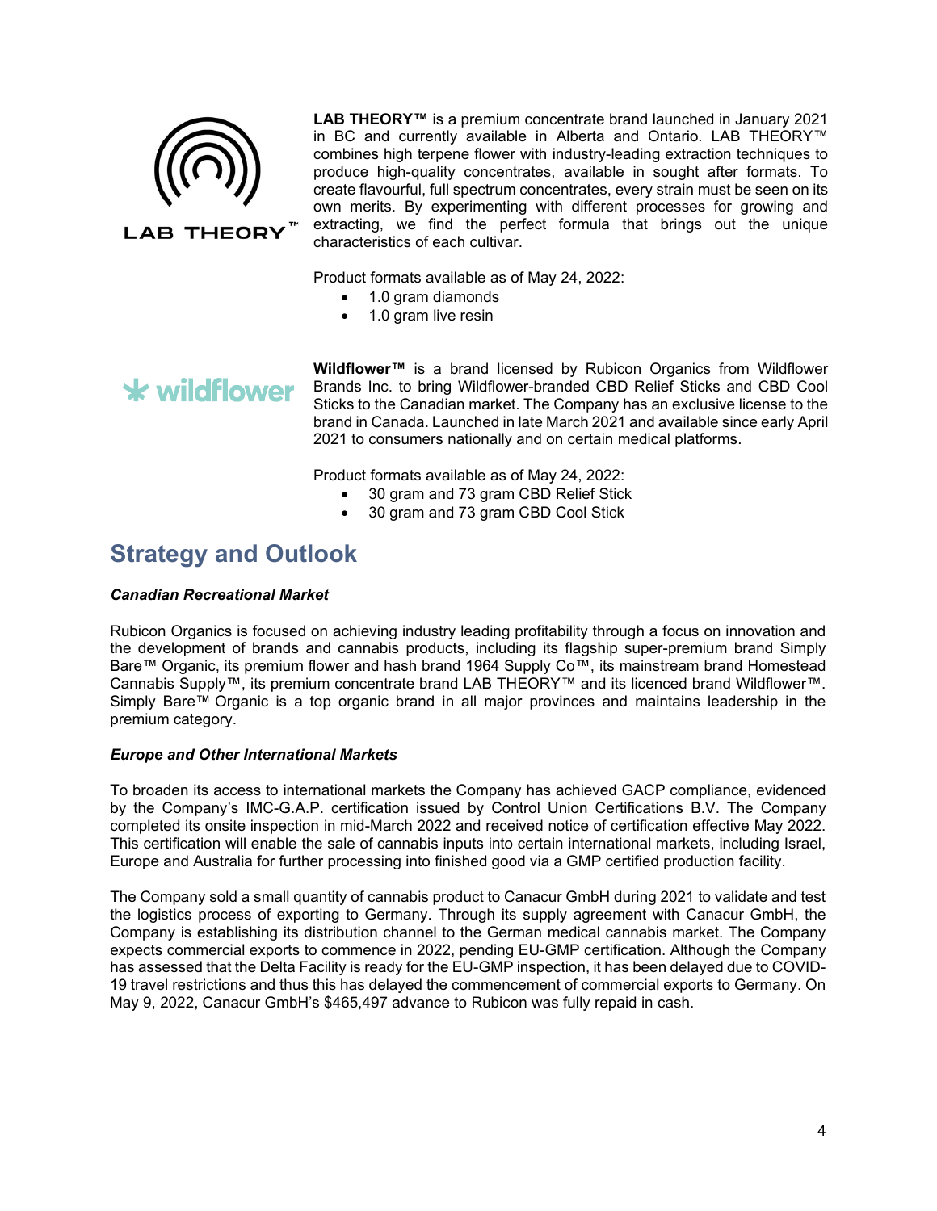**LAB THEORY™** is a premium concentrate brand launched in January 2021 in BC and currently available in Alberta and Ontario. LAB THEORY™ combines high terpene flower with industry-leading extraction techniques to produce high-quality concentrates, available in sought after formats. To create flavourful, full spectrum concentrates, every strain must be seen on its own merits. By experimenting with different processes for growing and extracting, we find the perfect formula that brings out the unique characteristics of each cultivar.

Product formats available as of May 24, 2022:

- 1.0 gram diamonds
- 1.0 gram live resin

**Wildflower™** is a brand licensed by Rubicon Organics from Wildflower Brands Inc. to bring Wildflower-branded CBD Relief Sticks and CBD Cool Sticks to the Canadian market. The Company has an exclusive license to the brand in Canada. Launched in late March 2021 and available since early April 2021 to consumers nationally and on certain medical platforms.

Product formats available as of May 24, 2022:

- 30 gram and 73 gram CBD Relief Stick
- 30 gram and 73 gram CBD Cool Stick

## Strategy and Outlook

***Canadian Recreational Market***

Rubicon Organics is focused on achieving industry leading profitability through a focus on innovation and the development of brands and cannabis products, including its flagship super-premium brand Simply Bare™ Organic, its premium flower and hash brand 1964 Supply Co™, its mainstream brand Homestead Cannabis Supply™, its premium concentrate brand LAB THEORY™ and its licenced brand Wildflower™. Simply Bare™ Organic is a top organic brand in all major provinces and maintains leadership in the premium category.

***Europe and Other International Markets***

To broaden its access to international markets the Company has achieved GACP compliance, evidenced by the Company's IMC-G.A.P. certification issued by Control Union Certifications B.V. The Company completed its onsite inspection in mid-March 2022 and received notice of certification effective May 2022. This certification will enable the sale of cannabis inputs into certain international markets, including Israel, Europe and Australia for further processing into finished good via a GMP certified production facility.

The Company sold a small quantity of cannabis product to Canacur GmbH during 2021 to validate and test the logistics process of exporting to Germany. Through its supply agreement with Canacur GmbH, the Company is establishing its distribution channel to the German medical cannabis market. The Company expects commercial exports to commence in 2022, pending EU-GMP certification. Although the Company has assessed that the Delta Facility is ready for the EU-GMP inspection, it has been delayed due to COVID-19 travel restrictions and thus this has delayed the commencement of commercial exports to Germany. On May 9, 2022, Canacur GmbH's $465,497 advance to Rubicon was fully repaid in cash.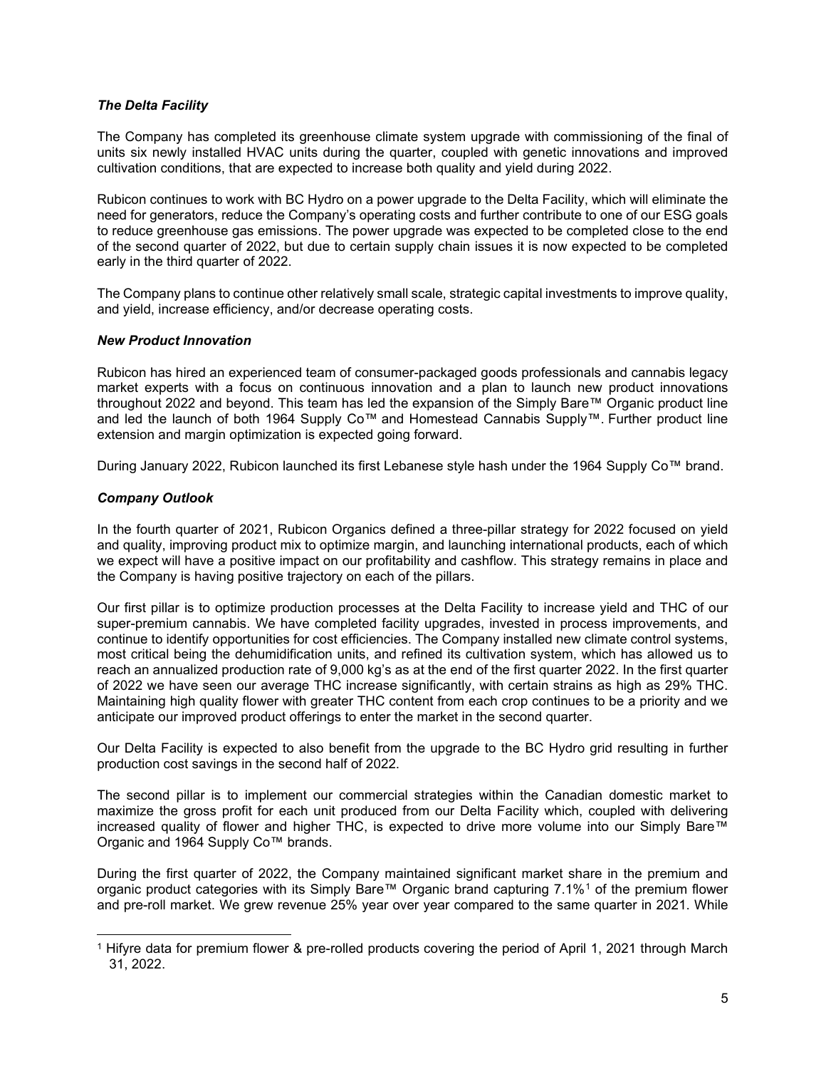### *The Delta Facility*

The Company has completed its greenhouse climate system upgrade with commissioning of the final of units six newly installed HVAC units during the quarter, coupled with genetic innovations and improved cultivation conditions, that are expected to increase both quality and yield during 2022.

Rubicon continues to work with BC Hydro on a power upgrade to the Delta Facility, which will eliminate the need for generators, reduce the Company's operating costs and further contribute to one of our ESG goals to reduce greenhouse gas emissions. The power upgrade was expected to be completed close to the end of the second quarter of 2022, but due to certain supply chain issues it is now expected to be completed early in the third quarter of 2022.

The Company plans to continue other relatively small scale, strategic capital investments to improve quality, and yield, increase efficiency, and/or decrease operating costs.

### *New Product Innovation*

Rubicon has hired an experienced team of consumer-packaged goods professionals and cannabis legacy market experts with a focus on continuous innovation and a plan to launch new product innovations throughout 2022 and beyond. This team has led the expansion of the Simply Bare™ Organic product line and led the launch of both 1964 Supply Co™ and Homestead Cannabis Supply™. Further product line extension and margin optimization is expected going forward.

During January 2022, Rubicon launched its first Lebanese style hash under the 1964 Supply Co™ brand.

### *Company Outlook*

In the fourth quarter of 2021, Rubicon Organics defined a three-pillar strategy for 2022 focused on yield and quality, improving product mix to optimize margin, and launching international products, each of which we expect will have a positive impact on our profitability and cashflow. This strategy remains in place and the Company is having positive trajectory on each of the pillars.

Our first pillar is to optimize production processes at the Delta Facility to increase yield and THC of our super-premium cannabis. We have completed facility upgrades, invested in process improvements, and continue to identify opportunities for cost efficiencies. The Company installed new climate control systems, most critical being the dehumidification units, and refined its cultivation system, which has allowed us to reach an annualized production rate of 9,000 kg's as at the end of the first quarter 2022. In the first quarter of 2022 we have seen our average THC increase significantly, with certain strains as high as 29% THC. Maintaining high quality flower with greater THC content from each crop continues to be a priority and we anticipate our improved product offerings to enter the market in the second quarter.

Our Delta Facility is expected to also benefit from the upgrade to the BC Hydro grid resulting in further production cost savings in the second half of 2022.

The second pillar is to implement our commercial strategies within the Canadian domestic market to maximize the gross profit for each unit produced from our Delta Facility which, coupled with delivering increased quality of flower and higher THC, is expected to drive more volume into our Simply Bare™ Organic and 1964 Supply Co™ brands.

During the first quarter of 2022, the Company maintained significant market share in the premium and organic product categories with its Simply Bare™ Organic brand capturing 7.1%[1] of the premium flower and pre-roll market. We grew revenue 25% year over year compared to the same quarter in 2021. While

[1] Hifyre data for premium flower & pre-rolled products covering the period of April 1, 2021 through March 31, 2022.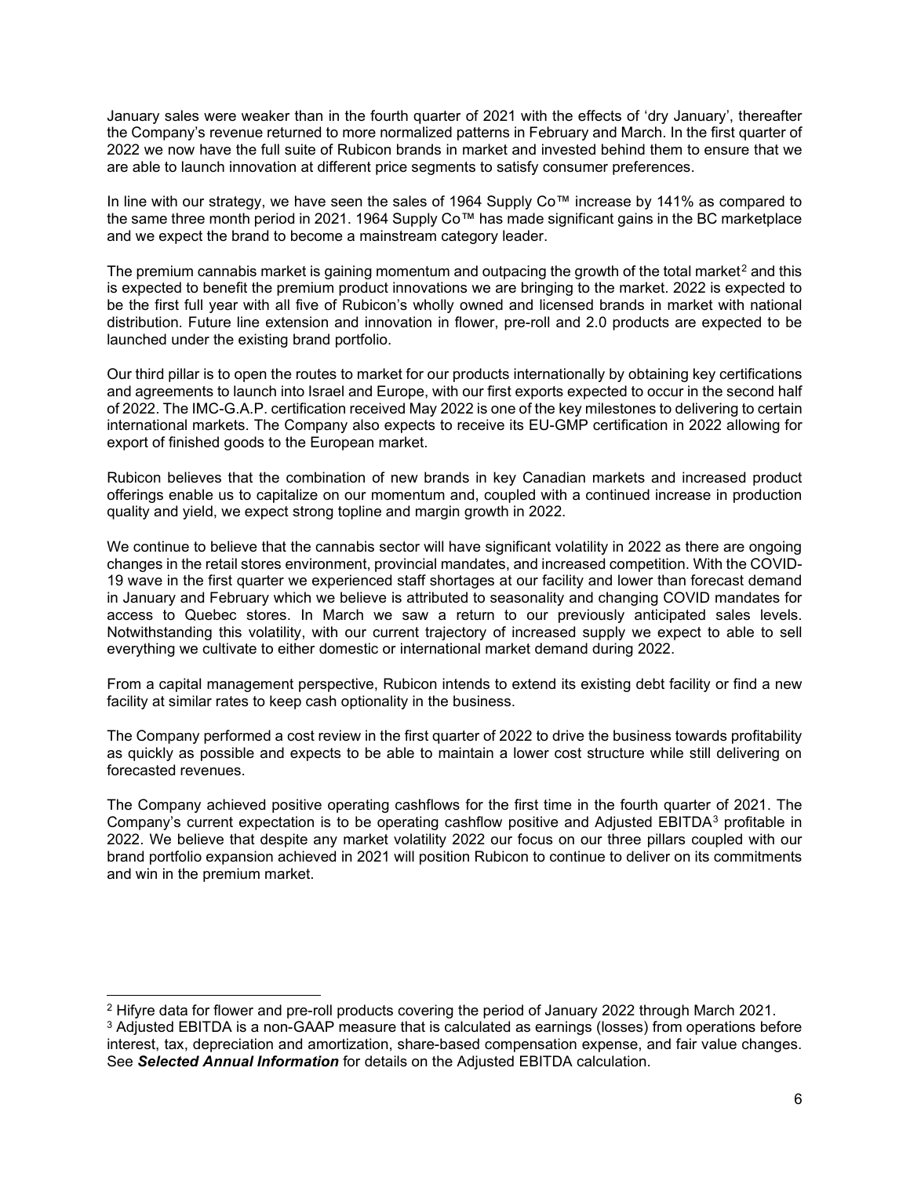January sales were weaker than in the fourth quarter of 2021 with the effects of 'dry January', thereafter the Company's revenue returned to more normalized patterns in February and March. In the first quarter of 2022 we now have the full suite of Rubicon brands in market and invested behind them to ensure that we are able to launch innovation at different price segments to satisfy consumer preferences.

In line with our strategy, we have seen the sales of 1964 Supply Co™ increase by 141% as compared to the same three month period in 2021. 1964 Supply Co™ has made significant gains in the BC marketplace and we expect the brand to become a mainstream category leader.

The premium cannabis market is gaining momentum and outpacing the growth of the total market[2] and this is expected to benefit the premium product innovations we are bringing to the market. 2022 is expected to be the first full year with all five of Rubicon's wholly owned and licensed brands in market with national distribution. Future line extension and innovation in flower, pre-roll and 2.0 products are expected to be launched under the existing brand portfolio.

Our third pillar is to open the routes to market for our products internationally by obtaining key certifications and agreements to launch into Israel and Europe, with our first exports expected to occur in the second half of 2022. The IMC-G.A.P. certification received May 2022 is one of the key milestones to delivering to certain international markets. The Company also expects to receive its EU-GMP certification in 2022 allowing for export of finished goods to the European market.

Rubicon believes that the combination of new brands in key Canadian markets and increased product offerings enable us to capitalize on our momentum and, coupled with a continued increase in production quality and yield, we expect strong topline and margin growth in 2022.

We continue to believe that the cannabis sector will have significant volatility in 2022 as there are ongoing changes in the retail stores environment, provincial mandates, and increased competition. With the COVID-19 wave in the first quarter we experienced staff shortages at our facility and lower than forecast demand in January and February which we believe is attributed to seasonality and changing COVID mandates for access to Quebec stores. In March we saw a return to our previously anticipated sales levels. Notwithstanding this volatility, with our current trajectory of increased supply we expect to able to sell everything we cultivate to either domestic or international market demand during 2022.

From a capital management perspective, Rubicon intends to extend its existing debt facility or find a new facility at similar rates to keep cash optionality in the business.

The Company performed a cost review in the first quarter of 2022 to drive the business towards profitability as quickly as possible and expects to be able to maintain a lower cost structure while still delivering on forecasted revenues.

The Company achieved positive operating cashflows for the first time in the fourth quarter of 2021. The Company's current expectation is to be operating cashflow positive and Adjusted EBITDA[3] profitable in 2022. We believe that despite any market volatility 2022 our focus on our three pillars coupled with our brand portfolio expansion achieved in 2021 will position Rubicon to continue to deliver on its commitments and win in the premium market.

---

[2] Hifyre data for flower and pre-roll products covering the period of January 2022 through March 2021.

[3] Adjusted EBITDA is a non-GAAP measure that is calculated as earnings (losses) from operations before interest, tax, depreciation and amortization, share-based compensation expense, and fair value changes. See ***Selected Annual Information*** for details on the Adjusted EBITDA calculation.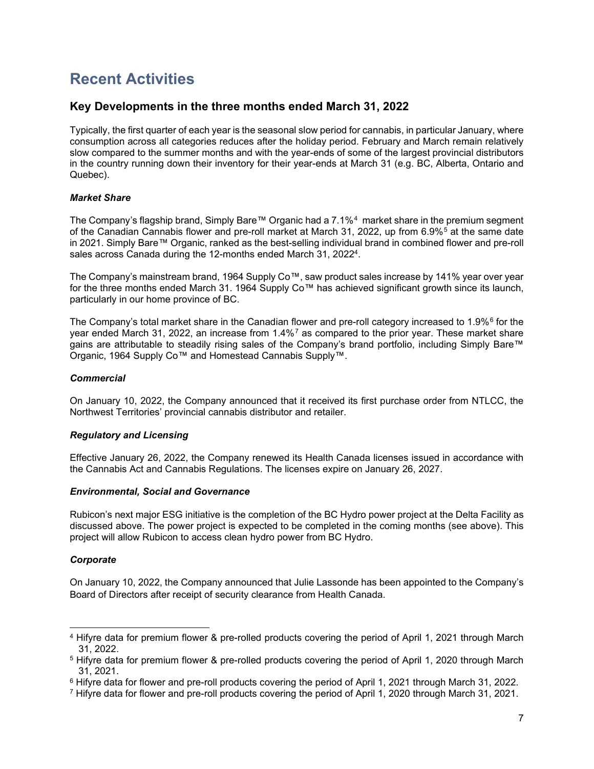# Recent Activities

## Key Developments in the three months ended March 31, 2022

Typically, the first quarter of each year is the seasonal slow period for cannabis, in particular January, where consumption across all categories reduces after the holiday period. February and March remain relatively slow compared to the summer months and with the year-ends of some of the largest provincial distributors in the country running down their inventory for their year-ends at March 31 (e.g. BC, Alberta, Ontario and Quebec).

### *Market Share*

The Company's flagship brand, Simply Bare™ Organic had a 7.1%[4] market share in the premium segment of the Canadian Cannabis flower and pre-roll market at March 31, 2022, up from 6.9%[5] at the same date in 2021. Simply Bare™ Organic, ranked as the best-selling individual brand in combined flower and pre-roll sales across Canada during the 12-months ended March 31, 2022[4].

The Company's mainstream brand, 1964 Supply Co™, saw product sales increase by 141% year over year for the three months ended March 31. 1964 Supply Co™ has achieved significant growth since its launch, particularly in our home province of BC.

The Company's total market share in the Canadian flower and pre-roll category increased to 1.9%[6] for the year ended March 31, 2022, an increase from 1.4%[7] as compared to the prior year. These market share gains are attributable to steadily rising sales of the Company's brand portfolio, including Simply Bare™ Organic, 1964 Supply Co™ and Homestead Cannabis Supply™.

### *Commercial*

On January 10, 2022, the Company announced that it received its first purchase order from NTLCC, the Northwest Territories' provincial cannabis distributor and retailer.

### *Regulatory and Licensing*

Effective January 26, 2022, the Company renewed its Health Canada licenses issued in accordance with the Cannabis Act and Cannabis Regulations. The licenses expire on January 26, 2027.

### *Environmental, Social and Governance*

Rubicon's next major ESG initiative is the completion of the BC Hydro power project at the Delta Facility as discussed above. The power project is expected to be completed in the coming months (see above). This project will allow Rubicon to access clean hydro power from BC Hydro.

### *Corporate*

On January 10, 2022, the Company announced that Julie Lassonde has been appointed to the Company's Board of Directors after receipt of security clearance from Health Canada.

---

[4] Hifyre data for premium flower & pre-rolled products covering the period of April 1, 2021 through March 31, 2022.

[5] Hifyre data for premium flower & pre-rolled products covering the period of April 1, 2020 through March 31, 2021.

[6] Hifyre data for flower and pre-roll products covering the period of April 1, 2021 through March 31, 2022.

[7] Hifyre data for flower and pre-roll products covering the period of April 1, 2020 through March 31, 2021.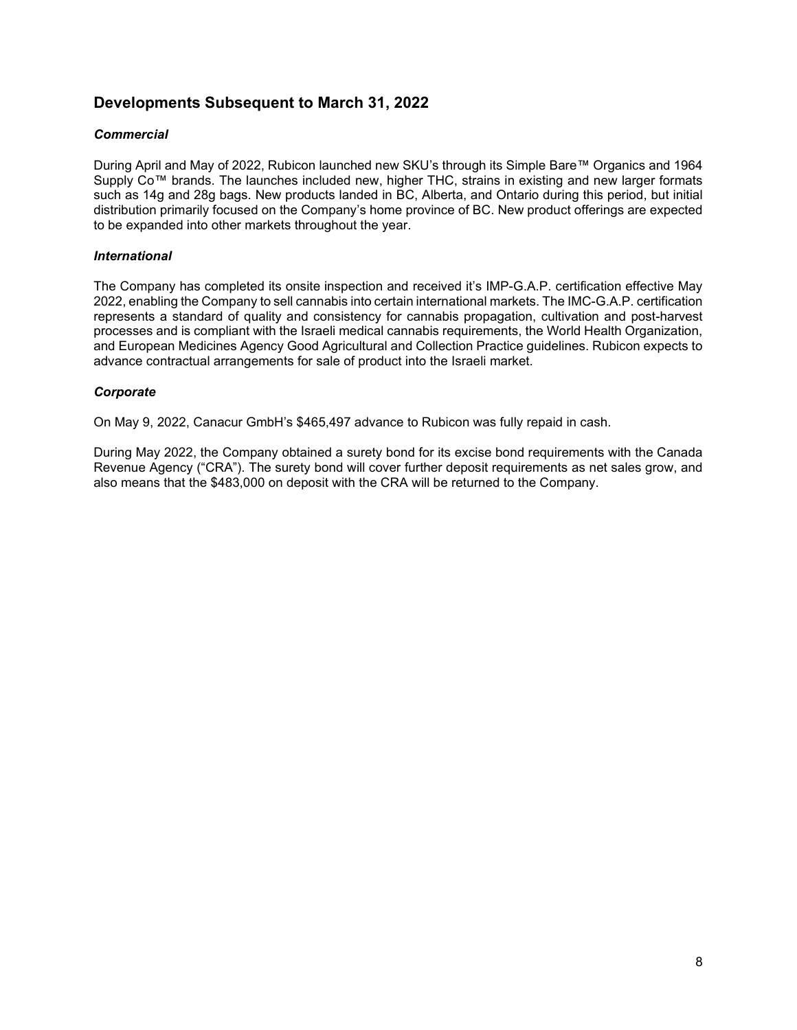## Developments Subsequent to March 31, 2022

### *Commercial*

During April and May of 2022, Rubicon launched new SKU's through its Simple Bare™ Organics and 1964 Supply Co™ brands. The launches included new, higher THC, strains in existing and new larger formats such as 14g and 28g bags. New products landed in BC, Alberta, and Ontario during this period, but initial distribution primarily focused on the Company's home province of BC. New product offerings are expected to be expanded into other markets throughout the year.

### *International*

The Company has completed its onsite inspection and received it's IMP-G.A.P. certification effective May 2022, enabling the Company to sell cannabis into certain international markets. The IMC-G.A.P. certification represents a standard of quality and consistency for cannabis propagation, cultivation and post-harvest processes and is compliant with the Israeli medical cannabis requirements, the World Health Organization, and European Medicines Agency Good Agricultural and Collection Practice guidelines. Rubicon expects to advance contractual arrangements for sale of product into the Israeli market.

### *Corporate*

On May 9, 2022, Canacur GmbH's $465,497 advance to Rubicon was fully repaid in cash.

During May 2022, the Company obtained a surety bond for its excise bond requirements with the Canada Revenue Agency ("CRA"). The surety bond will cover further deposit requirements as net sales grow, and also means that the $483,000 on deposit with the CRA will be returned to the Company.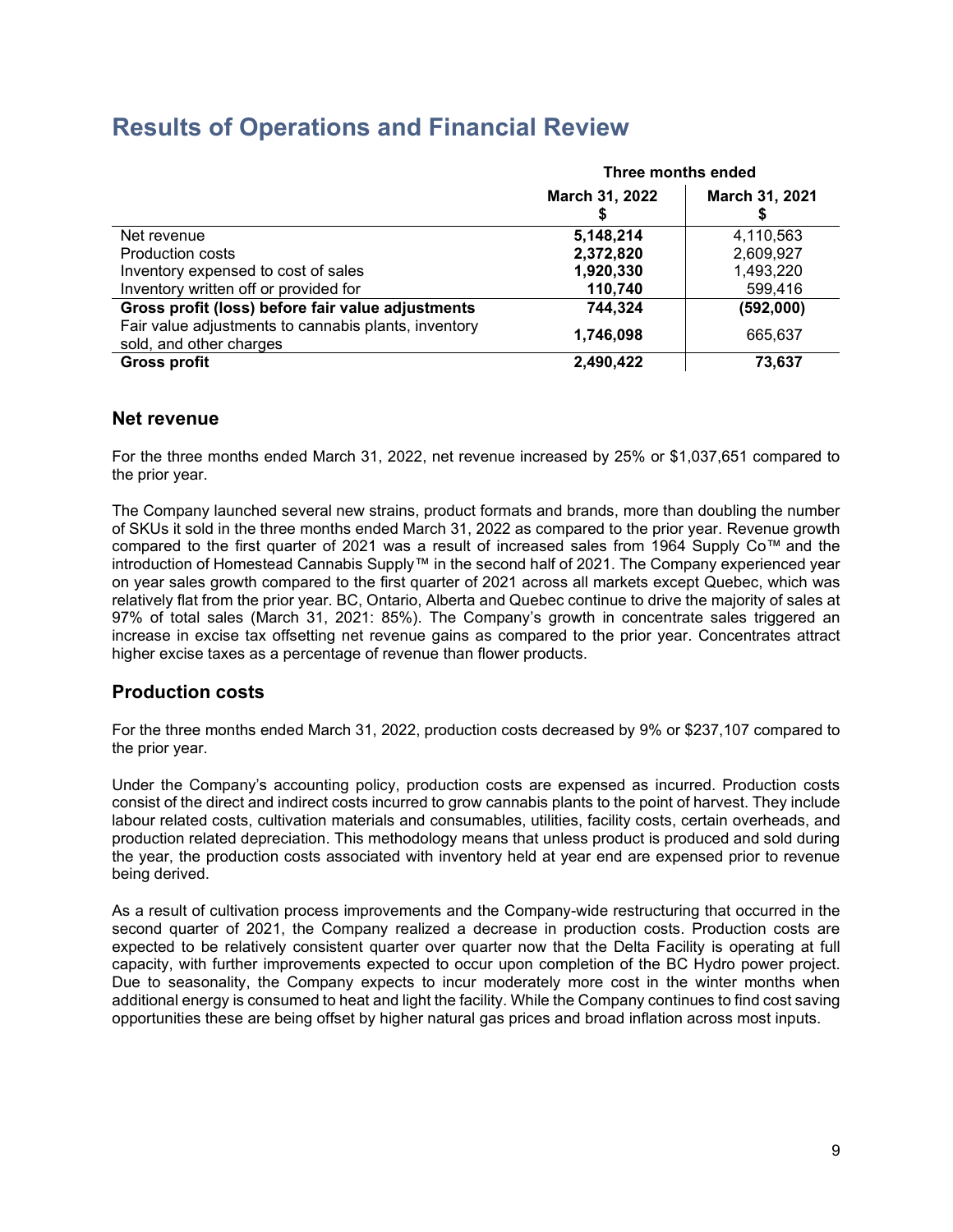# Results of Operations and Financial Review

| | Three months ended | |
|---|---|---|
| | **March 31, 2022 $** | **March 31, 2021 $** |
| Net revenue | **5,148,214** | 4,110,563 |
| Production costs | **2,372,820** | 2,609,927 |
| Inventory expensed to cost of sales | **1,920,330** | 1,493,220 |
| Inventory written off or provided for | **110,740** | 599,416 |
| **Gross profit (loss) before fair value adjustments** | **744,324** | **(592,000)** |
| Fair value adjustments to cannabis plants, inventory sold, and other charges | **1,746,098** | 665,637 |
| **Gross profit** | **2,490,422** | **73,637** |

## Net revenue

For the three months ended March 31, 2022, net revenue increased by 25% or $1,037,651 compared to the prior year.

The Company launched several new strains, product formats and brands, more than doubling the number of SKUs it sold in the three months ended March 31, 2022 as compared to the prior year. Revenue growth compared to the first quarter of 2021 was a result of increased sales from 1964 Supply Co™ and the introduction of Homestead Cannabis Supply™ in the second half of 2021. The Company experienced year on year sales growth compared to the first quarter of 2021 across all markets except Quebec, which was relatively flat from the prior year. BC, Ontario, Alberta and Quebec continue to drive the majority of sales at 97% of total sales (March 31, 2021: 85%). The Company's growth in concentrate sales triggered an increase in excise tax offsetting net revenue gains as compared to the prior year. Concentrates attract higher excise taxes as a percentage of revenue than flower products.

## Production costs

For the three months ended March 31, 2022, production costs decreased by 9% or $237,107 compared to the prior year.

Under the Company's accounting policy, production costs are expensed as incurred. Production costs consist of the direct and indirect costs incurred to grow cannabis plants to the point of harvest. They include labour related costs, cultivation materials and consumables, utilities, facility costs, certain overheads, and production related depreciation. This methodology means that unless product is produced and sold during the year, the production costs associated with inventory held at year end are expensed prior to revenue being derived.

As a result of cultivation process improvements and the Company-wide restructuring that occurred in the second quarter of 2021, the Company realized a decrease in production costs. Production costs are expected to be relatively consistent quarter over quarter now that the Delta Facility is operating at full capacity, with further improvements expected to occur upon completion of the BC Hydro power project. Due to seasonality, the Company expects to incur moderately more cost in the winter months when additional energy is consumed to heat and light the facility. While the Company continues to find cost saving opportunities these are being offset by higher natural gas prices and broad inflation across most inputs.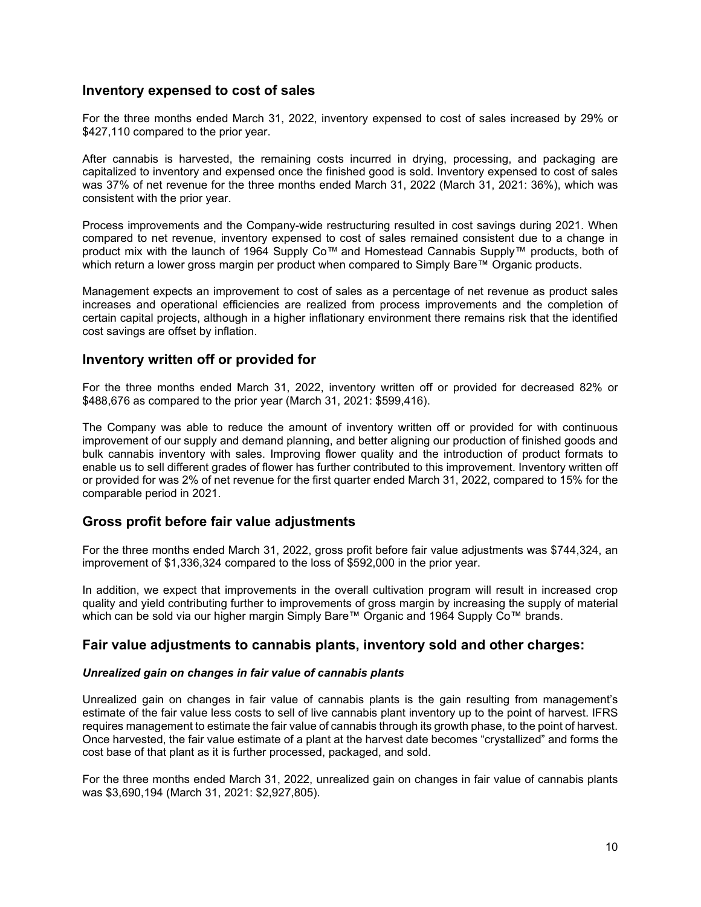## Inventory expensed to cost of sales

For the three months ended March 31, 2022, inventory expensed to cost of sales increased by 29% or $427,110 compared to the prior year.

After cannabis is harvested, the remaining costs incurred in drying, processing, and packaging are capitalized to inventory and expensed once the finished good is sold. Inventory expensed to cost of sales was 37% of net revenue for the three months ended March 31, 2022 (March 31, 2021: 36%), which was consistent with the prior year.

Process improvements and the Company-wide restructuring resulted in cost savings during 2021. When compared to net revenue, inventory expensed to cost of sales remained consistent due to a change in product mix with the launch of 1964 Supply Co™ and Homestead Cannabis Supply™ products, both of which return a lower gross margin per product when compared to Simply Bare™ Organic products.

Management expects an improvement to cost of sales as a percentage of net revenue as product sales increases and operational efficiencies are realized from process improvements and the completion of certain capital projects, although in a higher inflationary environment there remains risk that the identified cost savings are offset by inflation.

## Inventory written off or provided for

For the three months ended March 31, 2022, inventory written off or provided for decreased 82% or $488,676 as compared to the prior year (March 31, 2021: $599,416).

The Company was able to reduce the amount of inventory written off or provided for with continuous improvement of our supply and demand planning, and better aligning our production of finished goods and bulk cannabis inventory with sales. Improving flower quality and the introduction of product formats to enable us to sell different grades of flower has further contributed to this improvement. Inventory written off or provided for was 2% of net revenue for the first quarter ended March 31, 2022, compared to 15% for the comparable period in 2021.

## Gross profit before fair value adjustments

For the three months ended March 31, 2022, gross profit before fair value adjustments was $744,324, an improvement of $1,336,324 compared to the loss of $592,000 in the prior year.

In addition, we expect that improvements in the overall cultivation program will result in increased crop quality and yield contributing further to improvements of gross margin by increasing the supply of material which can be sold via our higher margin Simply Bare™ Organic and 1964 Supply Co™ brands.

## Fair value adjustments to cannabis plants, inventory sold and other charges:

### *Unrealized gain on changes in fair value of cannabis plants*

Unrealized gain on changes in fair value of cannabis plants is the gain resulting from management's estimate of the fair value less costs to sell of live cannabis plant inventory up to the point of harvest. IFRS requires management to estimate the fair value of cannabis through its growth phase, to the point of harvest. Once harvested, the fair value estimate of a plant at the harvest date becomes "crystallized" and forms the cost base of that plant as it is further processed, packaged, and sold.

For the three months ended March 31, 2022, unrealized gain on changes in fair value of cannabis plants was $3,690,194 (March 31, 2021: $2,927,805).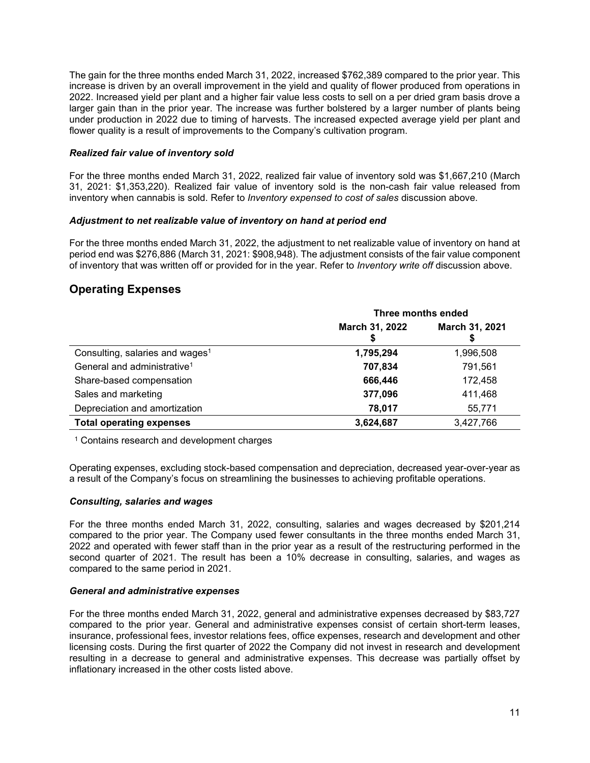The gain for the three months ended March 31, 2022, increased $762,389 compared to the prior year. This increase is driven by an overall improvement in the yield and quality of flower produced from operations in 2022. Increased yield per plant and a higher fair value less costs to sell on a per dried gram basis drove a larger gain than in the prior year. The increase was further bolstered by a larger number of plants being under production in 2022 due to timing of harvests. The increased expected average yield per plant and flower quality is a result of improvements to the Company's cultivation program.

### *Realized fair value of inventory sold*

For the three months ended March 31, 2022, realized fair value of inventory sold was $1,667,210 (March 31, 2021: $1,353,220). Realized fair value of inventory sold is the non-cash fair value released from inventory when cannabis is sold. Refer to *Inventory expensed to cost of sales* discussion above.

### *Adjustment to net realizable value of inventory on hand at period end*

For the three months ended March 31, 2022, the adjustment to net realizable value of inventory on hand at period end was $276,886 (March 31, 2021: $908,948). The adjustment consists of the fair value component of inventory that was written off or provided for in the year. Refer to *Inventory write off* discussion above.

## Operating Expenses

| | Three months ended | |
|---|---|---|
| | **March 31, 2022 $** | **March 31, 2021 $** |
| Consulting, salaries and wages[1] | **1,795,294** | 1,996,508 |
| General and administrative[1] | **707,834** | 791,561 |
| Share-based compensation | **666,446** | 172,458 |
| Sales and marketing | **377,096** | 411,468 |
| Depreciation and amortization | **78,017** | 55,771 |
| **Total operating expenses** | **3,624,687** | 3,427,766 |

[1] Contains research and development charges

Operating expenses, excluding stock-based compensation and depreciation, decreased year-over-year as a result of the Company's focus on streamlining the businesses to achieving profitable operations.

### *Consulting, salaries and wages*

For the three months ended March 31, 2022, consulting, salaries and wages decreased by $201,214 compared to the prior year. The Company used fewer consultants in the three months ended March 31, 2022 and operated with fewer staff than in the prior year as a result of the restructuring performed in the second quarter of 2021. The result has been a 10% decrease in consulting, salaries, and wages as compared to the same period in 2021.

### *General and administrative expenses*

For the three months ended March 31, 2022, general and administrative expenses decreased by $83,727 compared to the prior year. General and administrative expenses consist of certain short-term leases, insurance, professional fees, investor relations fees, office expenses, research and development and other licensing costs. During the first quarter of 2022 the Company did not invest in research and development resulting in a decrease to general and administrative expenses. This decrease was partially offset by inflationary increased in the other costs listed above.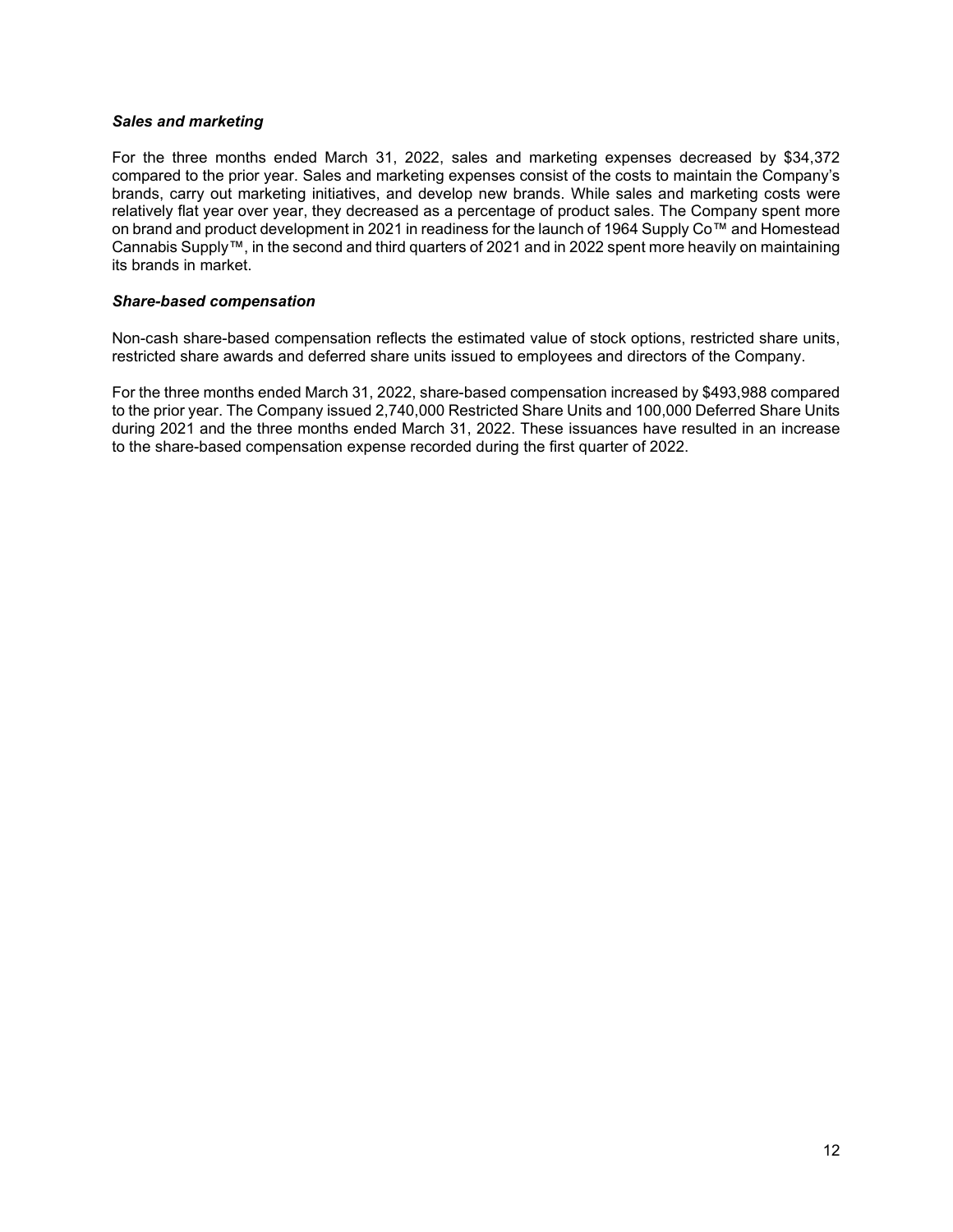***Sales and marketing***

For the three months ended March 31, 2022, sales and marketing expenses decreased by $34,372 compared to the prior year. Sales and marketing expenses consist of the costs to maintain the Company's brands, carry out marketing initiatives, and develop new brands. While sales and marketing costs were relatively flat year over year, they decreased as a percentage of product sales. The Company spent more on brand and product development in 2021 in readiness for the launch of 1964 Supply Co™ and Homestead Cannabis Supply™, in the second and third quarters of 2021 and in 2022 spent more heavily on maintaining its brands in market.

***Share-based compensation***

Non-cash share-based compensation reflects the estimated value of stock options, restricted share units, restricted share awards and deferred share units issued to employees and directors of the Company.

For the three months ended March 31, 2022, share-based compensation increased by $493,988 compared to the prior year. The Company issued 2,740,000 Restricted Share Units and 100,000 Deferred Share Units during 2021 and the three months ended March 31, 2022. These issuances have resulted in an increase to the share-based compensation expense recorded during the first quarter of 2022.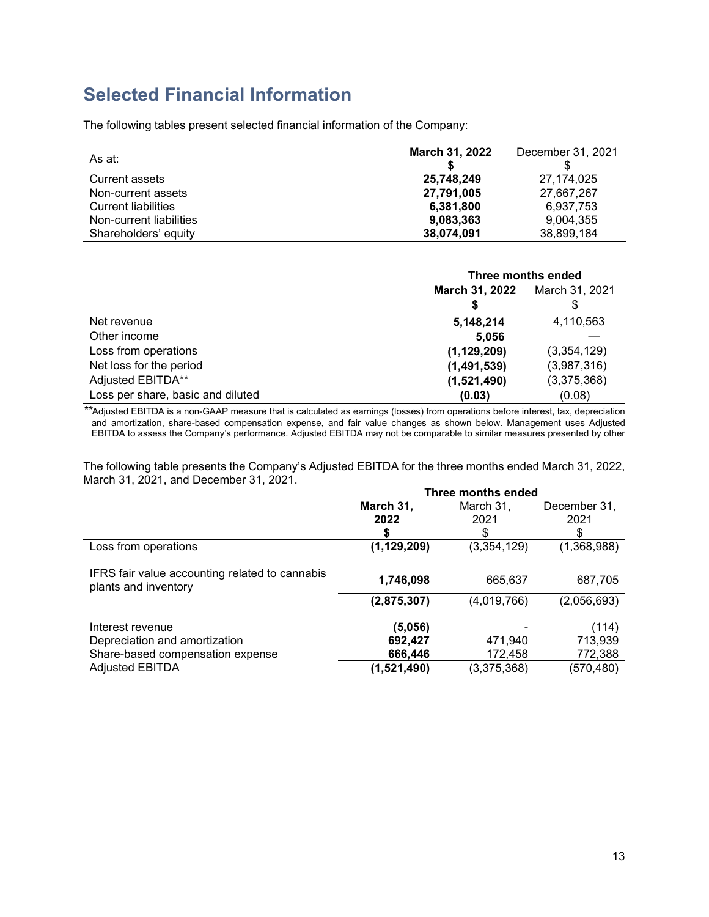## Selected Financial Information

The following tables present selected financial information of the Company:

| As at: | **March 31, 2022** **$** | December 31, 2021 $ |
|---|---|---|
| Current assets | **25,748,249** | 27,174,025 |
| Non-current assets | **27,791,005** | 27,667,267 |
| Current liabilities | **6,381,800** | 6,937,753 |
| Non-current liabilities | **9,083,363** | 9,004,355 |
| Shareholders' equity | **38,074,091** | 38,899,184 |

| | **Three months ended** | |
|---|---|---|
| | **March 31, 2022** **$** | March 31, 2021 $ |
| Net revenue | **5,148,214** | 4,110,563 |
| Other income | **5,056** | — |
| Loss from operations | **(1,129,209)** | (3,354,129) |
| Net loss for the period | **(1,491,539)** | (3,987,316) |
| Adjusted EBITDA** | **(1,521,490)** | (3,375,368) |
| Loss per share, basic and diluted | **(0.03)** | (0.08) |

**Adjusted EBITDA is a non-GAAP measure that is calculated as earnings (losses) from operations before interest, tax, depreciation and amortization, share-based compensation expense, and fair value changes as shown below. Management uses Adjusted EBITDA to assess the Company's performance. Adjusted EBITDA may not be comparable to similar measures presented by other

The following table presents the Company's Adjusted EBITDA for the three months ended March 31, 2022, March 31, 2021, and December 31, 2021.

| | **Three months ended** | | |
|---|---|---|---|
| | **March 31, 2022** **$** | March 31, 2021 $ | December 31, 2021 $ |
| Loss from operations | **(1,129,209)** | (3,354,129) | (1,368,988) |
| IFRS fair value accounting related to cannabis plants and inventory | **1,746,098** | 665,637 | 687,705 |
| | **(2,875,307)** | (4,019,766) | (2,056,693) |
| Interest revenue | **(5,056)** | - | (114) |
| Depreciation and amortization | **692,427** | 471,940 | 713,939 |
| Share-based compensation expense | **666,446** | 172,458 | 772,388 |
| Adjusted EBITDA | **(1,521,490)** | (3,375,368) | (570,480) |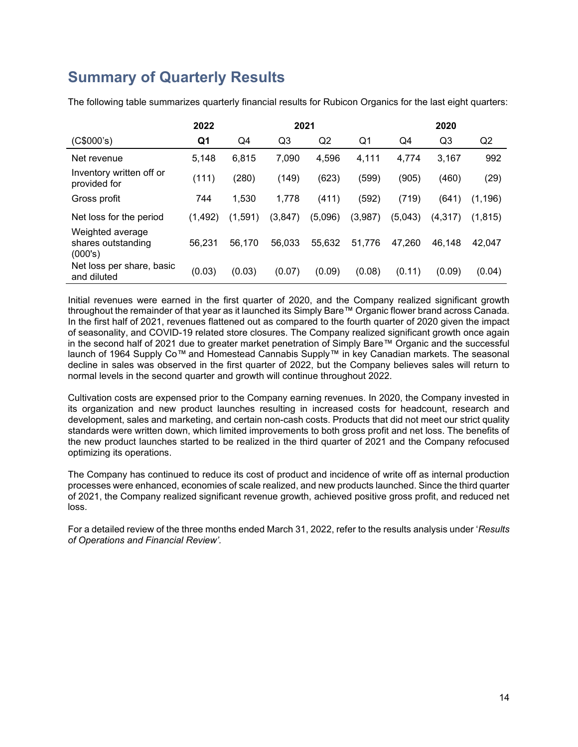## Summary of Quarterly Results

The following table summarizes quarterly financial results for Rubicon Organics for the last eight quarters:

| | 2022 | | 2021 | | | | 2020 | |
|---|---|---|---|---|---|---|---|---|
| (C$000's) | **Q1** | Q4 | Q3 | Q2 | Q1 | Q4 | Q3 | Q2 |
| Net revenue | 5,148 | 6,815 | 7,090 | 4,596 | 4,111 | 4,774 | 3,167 | 992 |
| Inventory written off or provided for | (111) | (280) | (149) | (623) | (599) | (905) | (460) | (29) |
| Gross profit | 744 | 1,530 | 1,778 | (411) | (592) | (719) | (641) | (1,196) |
| Net loss for the period | (1,492) | (1,591) | (3,847) | (5,096) | (3,987) | (5,043) | (4,317) | (1,815) |
| Weighted average shares outstanding (000's) | 56,231 | 56,170 | 56,033 | 55,632 | 51,776 | 47,260 | 46,148 | 42,047 |
| Net loss per share, basic and diluted | (0.03) | (0.03) | (0.07) | (0.09) | (0.08) | (0.11) | (0.09) | (0.04) |

Initial revenues were earned in the first quarter of 2020, and the Company realized significant growth throughout the remainder of that year as it launched its Simply Bare™ Organic flower brand across Canada. In the first half of 2021, revenues flattened out as compared to the fourth quarter of 2020 given the impact of seasonality, and COVID-19 related store closures. The Company realized significant growth once again in the second half of 2021 due to greater market penetration of Simply Bare™ Organic and the successful launch of 1964 Supply Co™ and Homestead Cannabis Supply™ in key Canadian markets. The seasonal decline in sales was observed in the first quarter of 2022, but the Company believes sales will return to normal levels in the second quarter and growth will continue throughout 2022.

Cultivation costs are expensed prior to the Company earning revenues. In 2020, the Company invested in its organization and new product launches resulting in increased costs for headcount, research and development, sales and marketing, and certain non-cash costs. Products that did not meet our strict quality standards were written down, which limited improvements to both gross profit and net loss. The benefits of the new product launches started to be realized in the third quarter of 2021 and the Company refocused optimizing its operations.

The Company has continued to reduce its cost of product and incidence of write off as internal production processes were enhanced, economies of scale realized, and new products launched. Since the third quarter of 2021, the Company realized significant revenue growth, achieved positive gross profit, and reduced net loss.

For a detailed review of the three months ended March 31, 2022, refer to the results analysis under '*Results of Operations and Financial Review'.*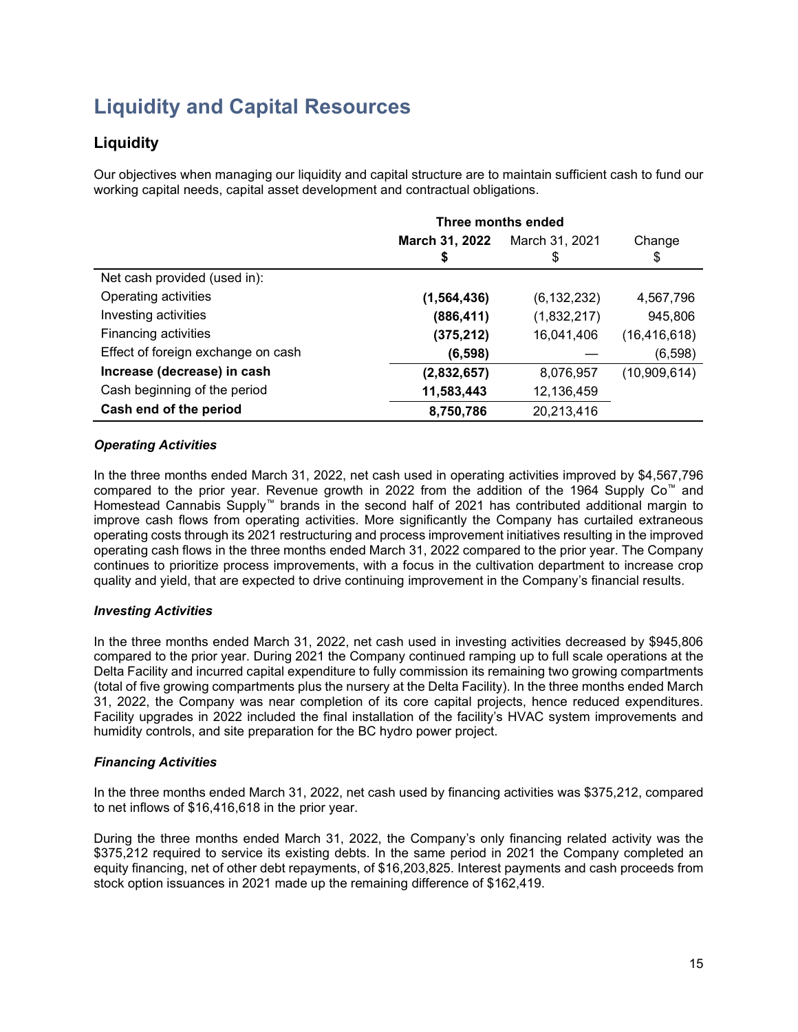# Liquidity and Capital Resources

## Liquidity

Our objectives when managing our liquidity and capital structure are to maintain sufficient cash to fund our working capital needs, capital asset development and contractual obligations.

| | Three months ended | | |
|---|---|---|---|
| | **March 31, 2022** **$** | March 31, 2021 $ | Change $ |
| Net cash provided (used in): | | | |
| Operating activities | **(1,564,436)** | (6,132,232) | 4,567,796 |
| Investing activities | **(886,411)** | (1,832,217) | 945,806 |
| Financing activities | **(375,212)** | 16,041,406 | (16,416,618) |
| Effect of foreign exchange on cash | **(6,598)** | — | (6,598) |
| **Increase (decrease) in cash** | **(2,832,657)** | 8,076,957 | (10,909,614) |
| Cash beginning of the period | **11,583,443** | 12,136,459 | |
| **Cash end of the period** | **8,750,786** | 20,213,416 | |

***Operating Activities***

In the three months ended March 31, 2022, net cash used in operating activities improved by $4,567,796 compared to the prior year. Revenue growth in 2022 from the addition of the 1964 Supply Co™ and Homestead Cannabis Supply™ brands in the second half of 2021 has contributed additional margin to improve cash flows from operating activities. More significantly the Company has curtailed extraneous operating costs through its 2021 restructuring and process improvement initiatives resulting in the improved operating cash flows in the three months ended March 31, 2022 compared to the prior year. The Company continues to prioritize process improvements, with a focus in the cultivation department to increase crop quality and yield, that are expected to drive continuing improvement in the Company's financial results.

***Investing Activities***

In the three months ended March 31, 2022, net cash used in investing activities decreased by $945,806 compared to the prior year. During 2021 the Company continued ramping up to full scale operations at the Delta Facility and incurred capital expenditure to fully commission its remaining two growing compartments (total of five growing compartments plus the nursery at the Delta Facility). In the three months ended March 31, 2022, the Company was near completion of its core capital projects, hence reduced expenditures. Facility upgrades in 2022 included the final installation of the facility's HVAC system improvements and humidity controls, and site preparation for the BC hydro power project.

***Financing Activities***

In the three months ended March 31, 2022, net cash used by financing activities was $375,212, compared to net inflows of $16,416,618 in the prior year.

During the three months ended March 31, 2022, the Company's only financing related activity was the $375,212 required to service its existing debts. In the same period in 2021 the Company completed an equity financing, net of other debt repayments, of $16,203,825. Interest payments and cash proceeds from stock option issuances in 2021 made up the remaining difference of $162,419.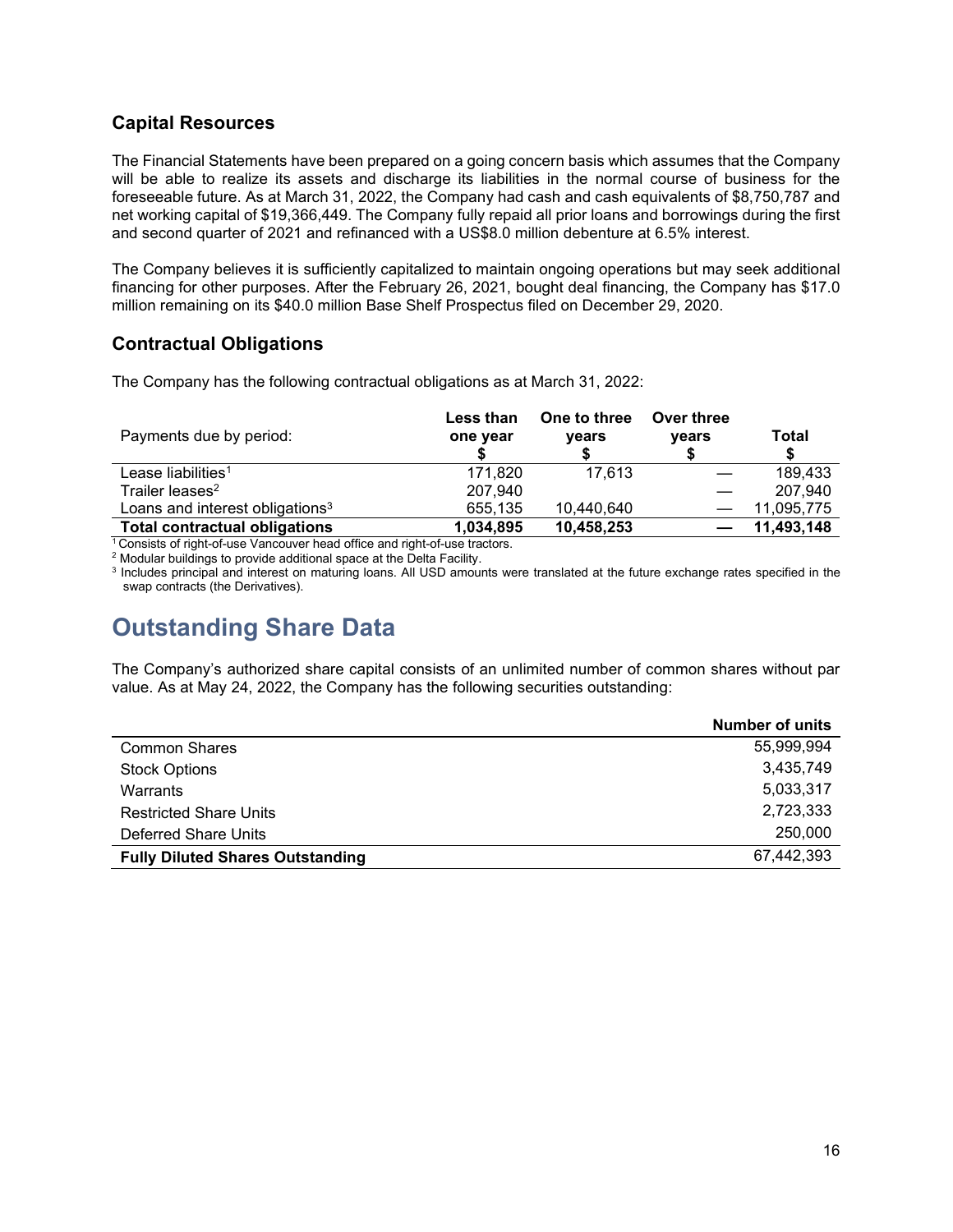## Capital Resources

The Financial Statements have been prepared on a going concern basis which assumes that the Company will be able to realize its assets and discharge its liabilities in the normal course of business for the foreseeable future. As at March 31, 2022, the Company had cash and cash equivalents of $8,750,787 and net working capital of $19,366,449. The Company fully repaid all prior loans and borrowings during the first and second quarter of 2021 and refinanced with a US$8.0 million debenture at 6.5% interest.

The Company believes it is sufficiently capitalized to maintain ongoing operations but may seek additional financing for other purposes. After the February 26, 2021, bought deal financing, the Company has $17.0 million remaining on its $40.0 million Base Shelf Prospectus filed on December 29, 2020.

## Contractual Obligations

The Company has the following contractual obligations as at March 31, 2022:

| Payments due by period: | Less than one year $ | One to three years $ | Over three years $ | Total $ |
|---|---|---|---|---|
| Lease liabilities[1] | 171,820 | 17,613 | — | 189,433 |
| Trailer leases[2] | 207,940 | | — | 207,940 |
| Loans and interest obligations[3] | 655,135 | 10,440,640 | — | 11,095,775 |
| **Total contractual obligations** | **1,034,895** | **10,458,253** | **—** | **11,493,148** |

[1] Consists of right-of-use Vancouver head office and right-of-use tractors.

[2] Modular buildings to provide additional space at the Delta Facility.

[3] Includes principal and interest on maturing loans. All USD amounts were translated at the future exchange rates specified in the swap contracts (the Derivatives).

# Outstanding Share Data

The Company's authorized share capital consists of an unlimited number of common shares without par value. As at May 24, 2022, the Company has the following securities outstanding:

| | Number of units |
|---|---|
| Common Shares | 55,999,994 |
| Stock Options | 3,435,749 |
| Warrants | 5,033,317 |
| Restricted Share Units | 2,723,333 |
| Deferred Share Units | 250,000 |
| **Fully Diluted Shares Outstanding** | 67,442,393 |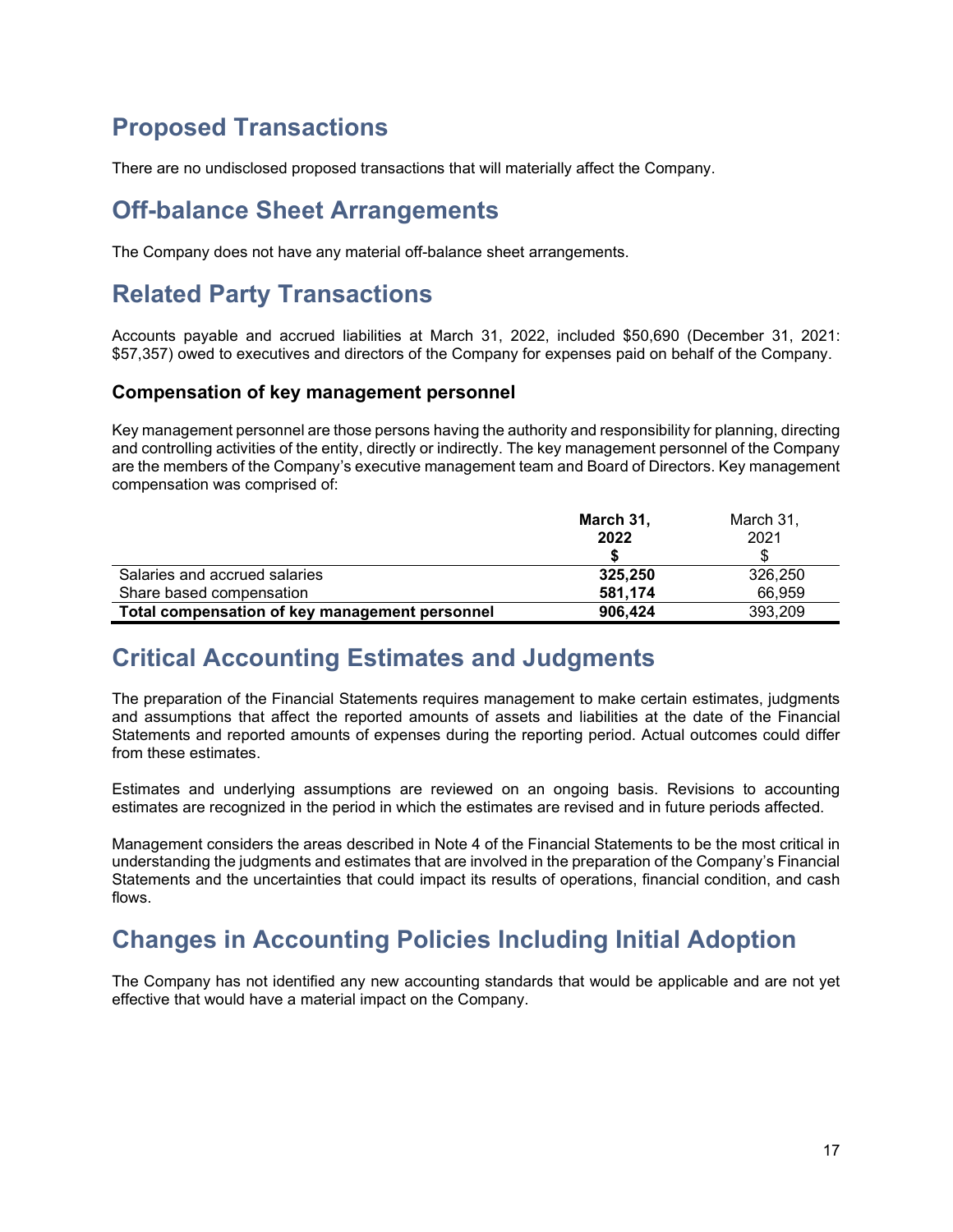## Proposed Transactions

There are no undisclosed proposed transactions that will materially affect the Company.

## Off-balance Sheet Arrangements

The Company does not have any material off-balance sheet arrangements.

## Related Party Transactions

Accounts payable and accrued liabilities at March 31, 2022, included $50,690 (December 31, 2021: $57,357) owed to executives and directors of the Company for expenses paid on behalf of the Company.

### Compensation of key management personnel

Key management personnel are those persons having the authority and responsibility for planning, directing and controlling activities of the entity, directly or indirectly. The key management personnel of the Company are the members of the Company's executive management team and Board of Directors. Key management compensation was comprised of:

| | **March 31, 2022 $** | March 31, 2021 $ |
|---|---|---|
| Salaries and accrued salaries | **325,250** | 326,250 |
| Share based compensation | **581,174** | 66,959 |
| **Total compensation of key management personnel** | **906,424** | 393,209 |

## Critical Accounting Estimates and Judgments

The preparation of the Financial Statements requires management to make certain estimates, judgments and assumptions that affect the reported amounts of assets and liabilities at the date of the Financial Statements and reported amounts of expenses during the reporting period. Actual outcomes could differ from these estimates.

Estimates and underlying assumptions are reviewed on an ongoing basis. Revisions to accounting estimates are recognized in the period in which the estimates are revised and in future periods affected.

Management considers the areas described in Note 4 of the Financial Statements to be the most critical in understanding the judgments and estimates that are involved in the preparation of the Company's Financial Statements and the uncertainties that could impact its results of operations, financial condition, and cash flows.

## Changes in Accounting Policies Including Initial Adoption

The Company has not identified any new accounting standards that would be applicable and are not yet effective that would have a material impact on the Company.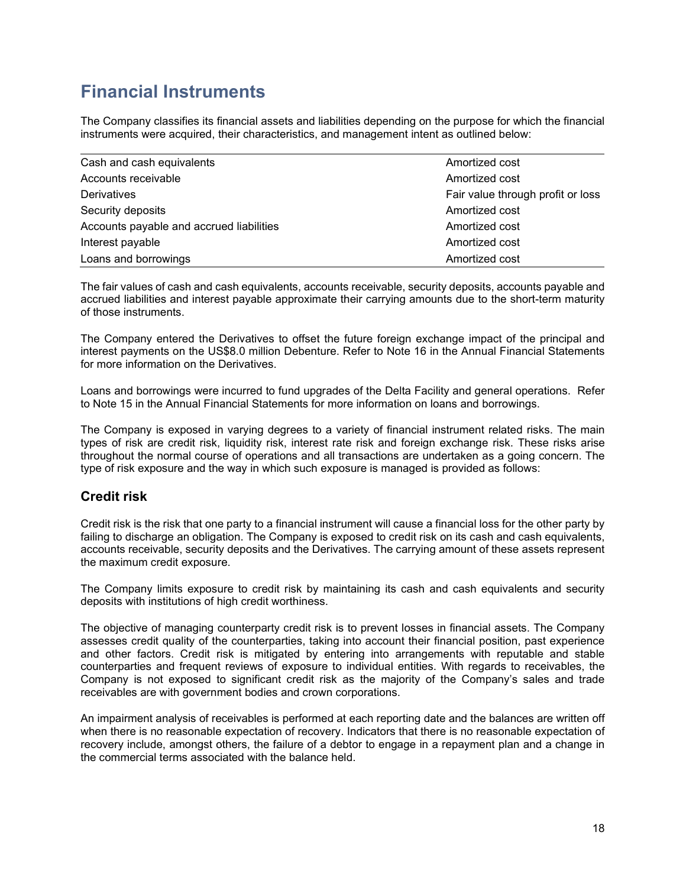# Financial Instruments

The Company classifies its financial assets and liabilities depending on the purpose for which the financial instruments were acquired, their characteristics, and management intent as outlined below:

| | |
|---|---|
| Cash and cash equivalents | Amortized cost |
| Accounts receivable | Amortized cost |
| Derivatives | Fair value through profit or loss |
| Security deposits | Amortized cost |
| Accounts payable and accrued liabilities | Amortized cost |
| Interest payable | Amortized cost |
| Loans and borrowings | Amortized cost |

The fair values of cash and cash equivalents, accounts receivable, security deposits, accounts payable and accrued liabilities and interest payable approximate their carrying amounts due to the short-term maturity of those instruments.

The Company entered the Derivatives to offset the future foreign exchange impact of the principal and interest payments on the US$8.0 million Debenture. Refer to Note 16 in the Annual Financial Statements for more information on the Derivatives.

Loans and borrowings were incurred to fund upgrades of the Delta Facility and general operations. Refer to Note 15 in the Annual Financial Statements for more information on loans and borrowings.

The Company is exposed in varying degrees to a variety of financial instrument related risks. The main types of risk are credit risk, liquidity risk, interest rate risk and foreign exchange risk. These risks arise throughout the normal course of operations and all transactions are undertaken as a going concern. The type of risk exposure and the way in which such exposure is managed is provided as follows:

## Credit risk

Credit risk is the risk that one party to a financial instrument will cause a financial loss for the other party by failing to discharge an obligation. The Company is exposed to credit risk on its cash and cash equivalents, accounts receivable, security deposits and the Derivatives. The carrying amount of these assets represent the maximum credit exposure.

The Company limits exposure to credit risk by maintaining its cash and cash equivalents and security deposits with institutions of high credit worthiness.

The objective of managing counterparty credit risk is to prevent losses in financial assets. The Company assesses credit quality of the counterparties, taking into account their financial position, past experience and other factors. Credit risk is mitigated by entering into arrangements with reputable and stable counterparties and frequent reviews of exposure to individual entities. With regards to receivables, the Company is not exposed to significant credit risk as the majority of the Company's sales and trade receivables are with government bodies and crown corporations.

An impairment analysis of receivables is performed at each reporting date and the balances are written off when there is no reasonable expectation of recovery. Indicators that there is no reasonable expectation of recovery include, amongst others, the failure of a debtor to engage in a repayment plan and a change in the commercial terms associated with the balance held.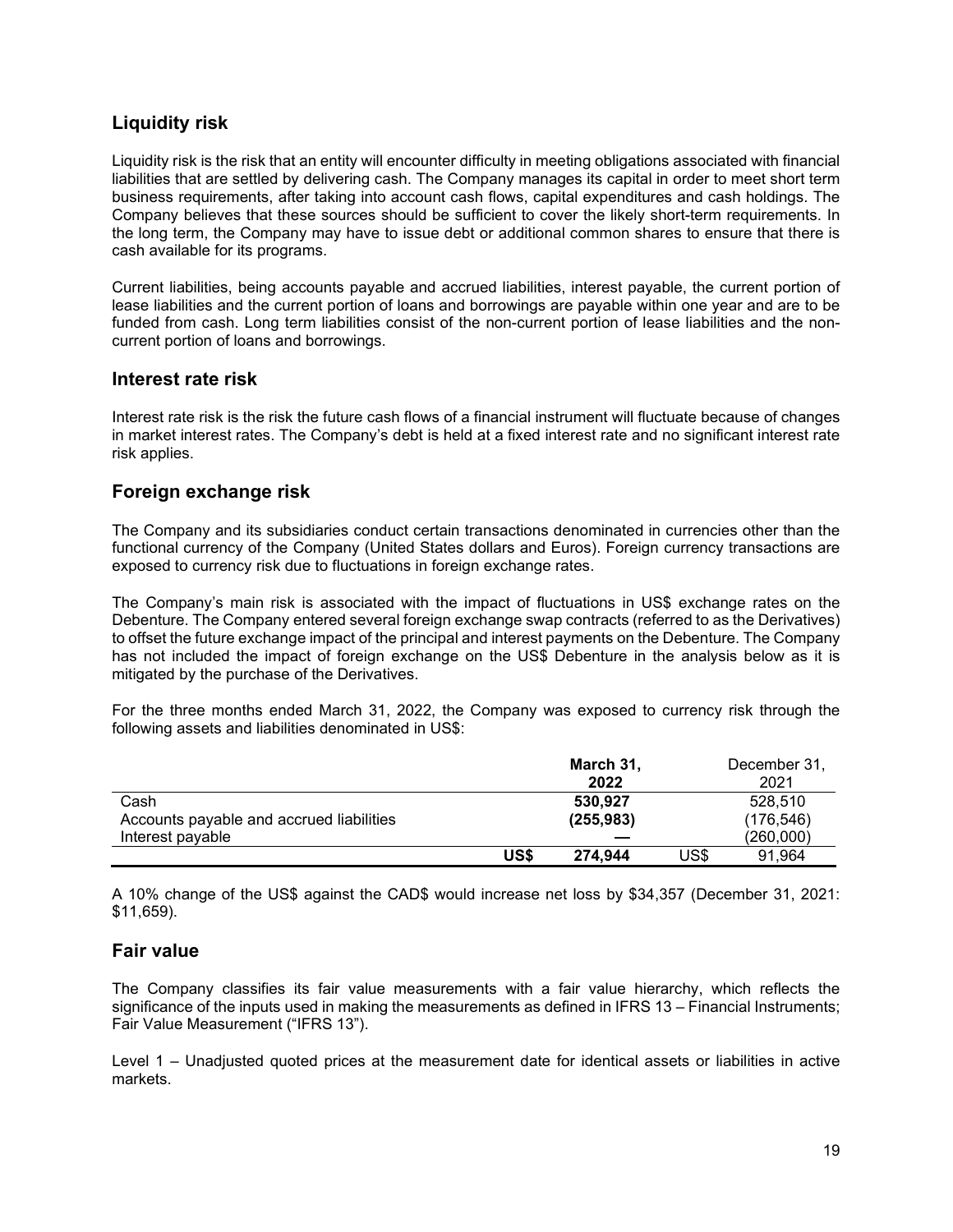## Liquidity risk

Liquidity risk is the risk that an entity will encounter difficulty in meeting obligations associated with financial liabilities that are settled by delivering cash. The Company manages its capital in order to meet short term business requirements, after taking into account cash flows, capital expenditures and cash holdings. The Company believes that these sources should be sufficient to cover the likely short-term requirements. In the long term, the Company may have to issue debt or additional common shares to ensure that there is cash available for its programs.

Current liabilities, being accounts payable and accrued liabilities, interest payable, the current portion of lease liabilities and the current portion of loans and borrowings are payable within one year and are to be funded from cash. Long term liabilities consist of the non-current portion of lease liabilities and the non-current portion of loans and borrowings.

## Interest rate risk

Interest rate risk is the risk the future cash flows of a financial instrument will fluctuate because of changes in market interest rates. The Company's debt is held at a fixed interest rate and no significant interest rate risk applies.

## Foreign exchange risk

The Company and its subsidiaries conduct certain transactions denominated in currencies other than the functional currency of the Company (United States dollars and Euros). Foreign currency transactions are exposed to currency risk due to fluctuations in foreign exchange rates.

The Company's main risk is associated with the impact of fluctuations in US$ exchange rates on the Debenture. The Company entered several foreign exchange swap contracts (referred to as the Derivatives) to offset the future exchange impact of the principal and interest payments on the Debenture. The Company has not included the impact of foreign exchange on the US$ Debenture in the analysis below as it is mitigated by the purchase of the Derivatives.

For the three months ended March 31, 2022, the Company was exposed to currency risk through the following assets and liabilities denominated in US$:

| | | **March 31, 2022** | | December 31, 2021 |
|---|---|---|---|---|
| Cash | | **530,927** | | 528,510 |
| Accounts payable and accrued liabilities | | **(255,983)** | | (176,546) |
| Interest payable | | **—** | | (260,000) |
| | **US$** | **274,944** | US$ | 91,964 |

A 10% change of the US$ against the CAD$ would increase net loss by $34,357 (December 31, 2021: $11,659).

## Fair value

The Company classifies its fair value measurements with a fair value hierarchy, which reflects the significance of the inputs used in making the measurements as defined in IFRS 13 – Financial Instruments; Fair Value Measurement ("IFRS 13").

Level 1 – Unadjusted quoted prices at the measurement date for identical assets or liabilities in active markets.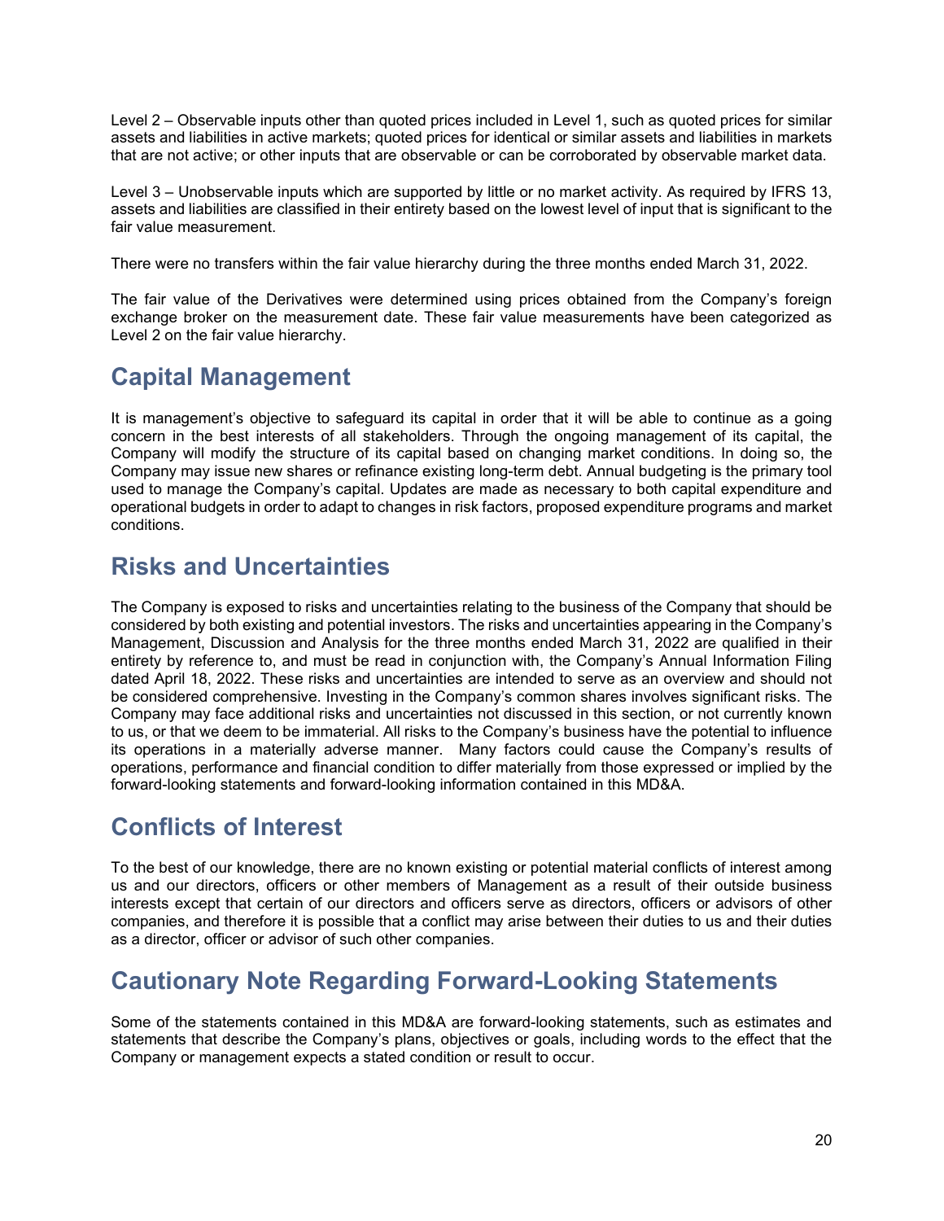Level 2 – Observable inputs other than quoted prices included in Level 1, such as quoted prices for similar assets and liabilities in active markets; quoted prices for identical or similar assets and liabilities in markets that are not active; or other inputs that are observable or can be corroborated by observable market data.

Level 3 – Unobservable inputs which are supported by little or no market activity. As required by IFRS 13, assets and liabilities are classified in their entirety based on the lowest level of input that is significant to the fair value measurement.

There were no transfers within the fair value hierarchy during the three months ended March 31, 2022.

The fair value of the Derivatives were determined using prices obtained from the Company's foreign exchange broker on the measurement date. These fair value measurements have been categorized as Level 2 on the fair value hierarchy.

## Capital Management

It is management's objective to safeguard its capital in order that it will be able to continue as a going concern in the best interests of all stakeholders. Through the ongoing management of its capital, the Company will modify the structure of its capital based on changing market conditions. In doing so, the Company may issue new shares or refinance existing long-term debt. Annual budgeting is the primary tool used to manage the Company's capital. Updates are made as necessary to both capital expenditure and operational budgets in order to adapt to changes in risk factors, proposed expenditure programs and market conditions.

## Risks and Uncertainties

The Company is exposed to risks and uncertainties relating to the business of the Company that should be considered by both existing and potential investors. The risks and uncertainties appearing in the Company's Management, Discussion and Analysis for the three months ended March 31, 2022 are qualified in their entirety by reference to, and must be read in conjunction with, the Company's Annual Information Filing dated April 18, 2022. These risks and uncertainties are intended to serve as an overview and should not be considered comprehensive. Investing in the Company's common shares involves significant risks. The Company may face additional risks and uncertainties not discussed in this section, or not currently known to us, or that we deem to be immaterial. All risks to the Company's business have the potential to influence its operations in a materially adverse manner. Many factors could cause the Company's results of operations, performance and financial condition to differ materially from those expressed or implied by the forward-looking statements and forward-looking information contained in this MD&A.

## Conflicts of Interest

To the best of our knowledge, there are no known existing or potential material conflicts of interest among us and our directors, officers or other members of Management as a result of their outside business interests except that certain of our directors and officers serve as directors, officers or advisors of other companies, and therefore it is possible that a conflict may arise between their duties to us and their duties as a director, officer or advisor of such other companies.

## Cautionary Note Regarding Forward-Looking Statements

Some of the statements contained in this MD&A are forward-looking statements, such as estimates and statements that describe the Company's plans, objectives or goals, including words to the effect that the Company or management expects a stated condition or result to occur.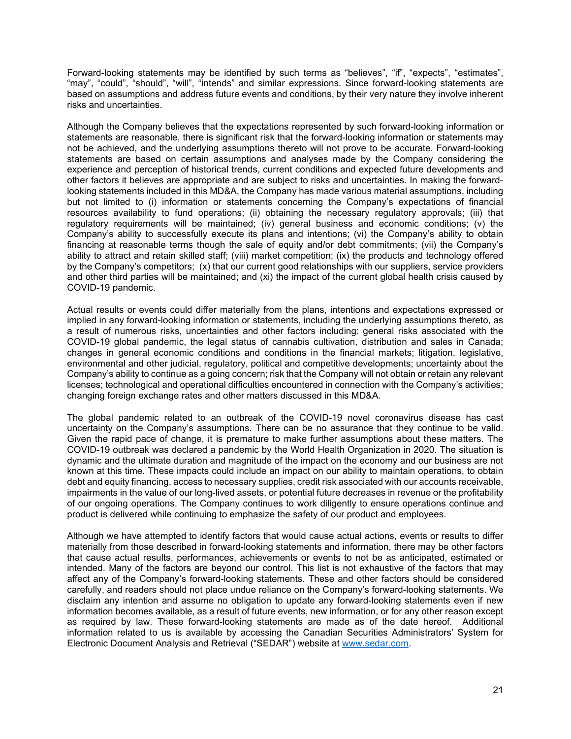Forward-looking statements may be identified by such terms as "believes", "if", "expects", "estimates", "may", "could", "should", "will", "intends" and similar expressions. Since forward-looking statements are based on assumptions and address future events and conditions, by their very nature they involve inherent risks and uncertainties.

Although the Company believes that the expectations represented by such forward-looking information or statements are reasonable, there is significant risk that the forward-looking information or statements may not be achieved, and the underlying assumptions thereto will not prove to be accurate. Forward-looking statements are based on certain assumptions and analyses made by the Company considering the experience and perception of historical trends, current conditions and expected future developments and other factors it believes are appropriate and are subject to risks and uncertainties. In making the forward-looking statements included in this MD&A, the Company has made various material assumptions, including but not limited to (i) information or statements concerning the Company's expectations of financial resources availability to fund operations; (ii) obtaining the necessary regulatory approvals; (iii) that regulatory requirements will be maintained; (iv) general business and economic conditions; (v) the Company's ability to successfully execute its plans and intentions; (vi) the Company's ability to obtain financing at reasonable terms though the sale of equity and/or debt commitments; (vii) the Company's ability to attract and retain skilled staff; (viii) market competition; (ix) the products and technology offered by the Company's competitors; (x) that our current good relationships with our suppliers, service providers and other third parties will be maintained; and (xi) the impact of the current global health crisis caused by COVID-19 pandemic.

Actual results or events could differ materially from the plans, intentions and expectations expressed or implied in any forward-looking information or statements, including the underlying assumptions thereto, as a result of numerous risks, uncertainties and other factors including: general risks associated with the COVID-19 global pandemic, the legal status of cannabis cultivation, distribution and sales in Canada; changes in general economic conditions and conditions in the financial markets; litigation, legislative, environmental and other judicial, regulatory, political and competitive developments; uncertainty about the Company's ability to continue as a going concern; risk that the Company will not obtain or retain any relevant licenses; technological and operational difficulties encountered in connection with the Company's activities; changing foreign exchange rates and other matters discussed in this MD&A.

The global pandemic related to an outbreak of the COVID-19 novel coronavirus disease has cast uncertainty on the Company's assumptions. There can be no assurance that they continue to be valid. Given the rapid pace of change, it is premature to make further assumptions about these matters. The COVID-19 outbreak was declared a pandemic by the World Health Organization in 2020. The situation is dynamic and the ultimate duration and magnitude of the impact on the economy and our business are not known at this time. These impacts could include an impact on our ability to maintain operations, to obtain debt and equity financing, access to necessary supplies, credit risk associated with our accounts receivable, impairments in the value of our long-lived assets, or potential future decreases in revenue or the profitability of our ongoing operations. The Company continues to work diligently to ensure operations continue and product is delivered while continuing to emphasize the safety of our product and employees.

Although we have attempted to identify factors that would cause actual actions, events or results to differ materially from those described in forward-looking statements and information, there may be other factors that cause actual results, performances, achievements or events to not be as anticipated, estimated or intended. Many of the factors are beyond our control. This list is not exhaustive of the factors that may affect any of the Company's forward-looking statements. These and other factors should be considered carefully, and readers should not place undue reliance on the Company's forward-looking statements. We disclaim any intention and assume no obligation to update any forward-looking statements even if new information becomes available, as a result of future events, new information, or for any other reason except as required by law. These forward-looking statements are made as of the date hereof. Additional information related to us is available by accessing the Canadian Securities Administrators' System for Electronic Document Analysis and Retrieval ("SEDAR") website at www.sedar.com.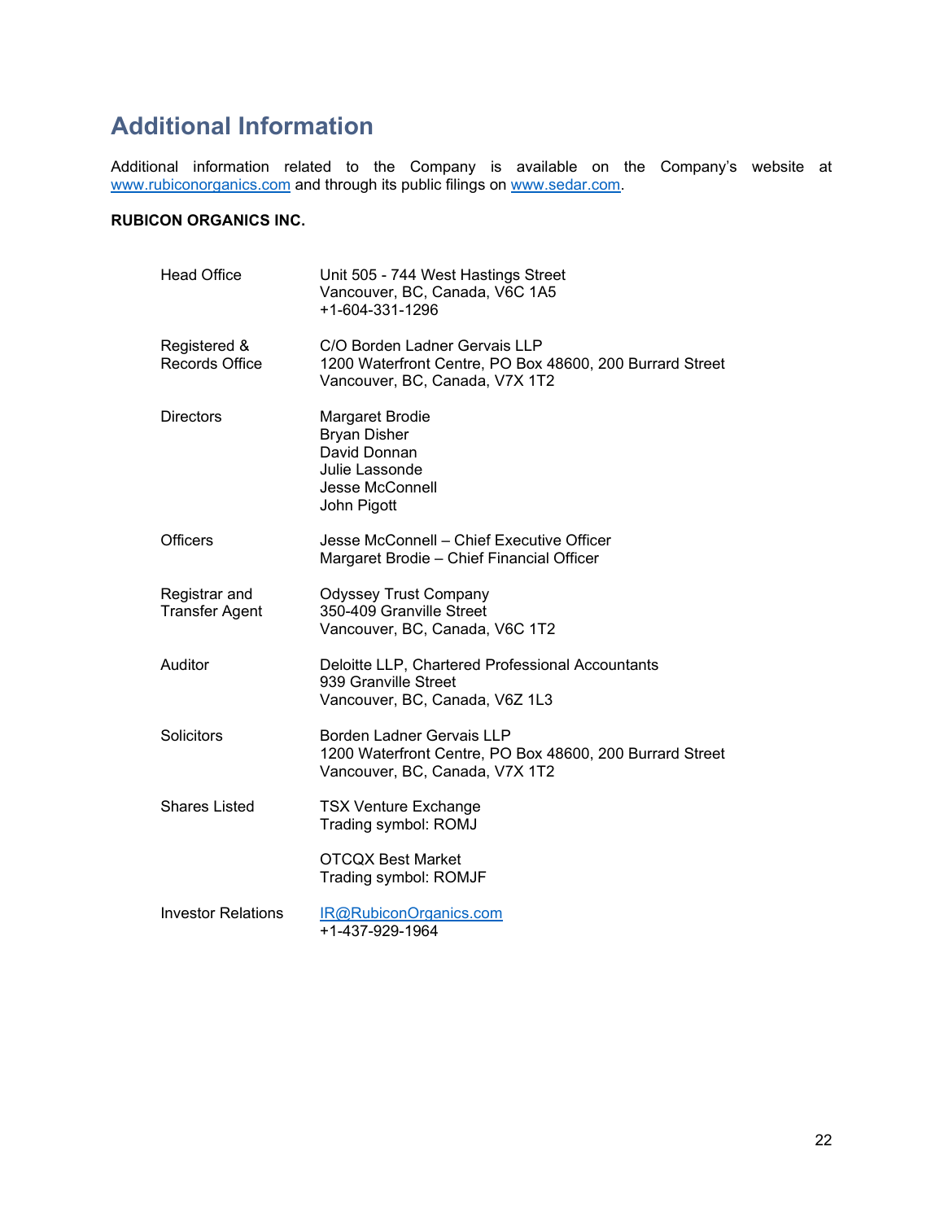# Additional Information

Additional information related to the Company is available on the Company's website at www.rubiconorganics.com and through its public filings on www.sedar.com.

**RUBICON ORGANICS INC.**

| | |
|---|---|
| Head Office | Unit 505 - 744 West Hastings Street<br>Vancouver, BC, Canada, V6C 1A5<br>+1-604-331-1296 |
| Registered & Records Office | C/O Borden Ladner Gervais LLP<br>1200 Waterfront Centre, PO Box 48600, 200 Burrard Street<br>Vancouver, BC, Canada, V7X 1T2 |
| Directors | Margaret Brodie<br>Bryan Disher<br>David Donnan<br>Julie Lassonde<br>Jesse McConnell<br>John Pigott |
| Officers | Jesse McConnell – Chief Executive Officer<br>Margaret Brodie – Chief Financial Officer |
| Registrar and Transfer Agent | Odyssey Trust Company<br>350-409 Granville Street<br>Vancouver, BC, Canada, V6C 1T2 |
| Auditor | Deloitte LLP, Chartered Professional Accountants<br>939 Granville Street<br>Vancouver, BC, Canada, V6Z 1L3 |
| Solicitors | Borden Ladner Gervais LLP<br>1200 Waterfront Centre, PO Box 48600, 200 Burrard Street<br>Vancouver, BC, Canada, V7X 1T2 |
| Shares Listed | TSX Venture Exchange<br>Trading symbol: ROMJ<br><br>OTCQX Best Market<br>Trading symbol: ROMJF |
| Investor Relations | IR@RubiconOrganics.com<br>+1-437-929-1964 |